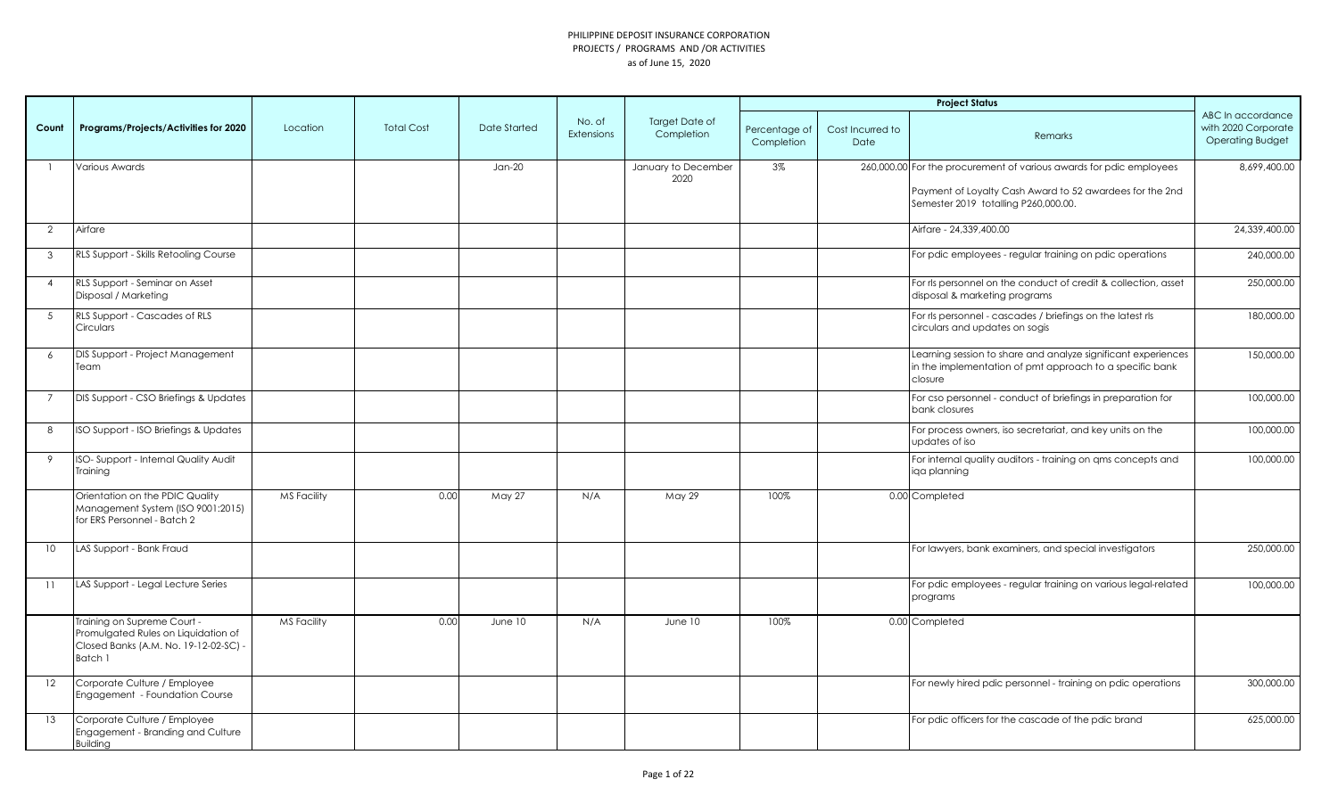PHILIPPINE DEPOSIT INSURANCE CORPORATION
PROJECTS / PROGRAMS AND /OR ACTIVITIES
as of June 15, 2020

| Count | Programs/Projects/Activities for 2020 | Location | Total Cost | Date Started | No. of Extensions | Target Date of Completion | Project Status | | | ABC In accordance with 2020 Corporate Operating Budget |
|---|---|---|---|---|---|---|---|---|---|---|
| | | | | | | | Percentage of Completion | Cost Incurred to Date | Remarks | |
| 1 | Various Awards | | | Jan-20 | | January to December 2020 | 3% | 260,000.00 | For the procurement of various awards for pdic employees<br><br>Payment of Loyalty Cash Award to 52 awardees for the 2nd Semester 2019 totalling P260,000.00. | 8,699,400.00 |
| 2 | Airfare | | | | | | | | Airfare - 24,339,400.00 | 24,339,400.00 |
| 3 | RLS Support - Skills Retooling Course | | | | | | | | For pdic employees - regular training on pdic operations | 240,000.00 |
| 4 | RLS Support - Seminar on Asset Disposal / Marketing | | | | | | | | For rls personnel on the conduct of credit & collection, asset disposal & marketing programs | 250,000.00 |
| 5 | RLS Support - Cascades of RLS Circulars | | | | | | | | For rls personnel - cascades / briefings on the latest rls circulars and updates on sogis | 180,000.00 |
| 6 | DIS Support - Project Management Team | | | | | | | | Learning session to share and analyze significant experiences in the implementation of pmt approach to a specific bank closure | 150,000.00 |
| 7 | DIS Support - CSO Briefings & Updates | | | | | | | | For cso personnel - conduct of briefings in preparation for bank closures | 100,000.00 |
| 8 | ISO Support - ISO Briefings & Updates | | | | | | | | For process owners, iso secretariat, and key units on the updates of iso | 100,000.00 |
| 9 | ISO- Support - Internal Quality Audit Training | | | | | | | | For internal quality auditors - training on qms concepts and iqa planning | 100,000.00 |
| | Orientation on the PDIC Quality Management System (ISO 9001:2015) for ERS Personnel - Batch 2 | MS Facility | 0.00 | May 27 | N/A | May 29 | 100% | 0.00 | Completed | |
| 10 | LAS Support - Bank Fraud | | | | | | | | For lawyers, bank examiners, and special investigators | 250,000.00 |
| 11 | LAS Support - Legal Lecture Series | | | | | | | | For pdic employees - regular training on various legal-related programs | 100,000.00 |
| | Training on Supreme Court - Promulgated Rules on Liquidation of Closed Banks (A.M. No. 19-12-02-SC) - Batch 1 | MS Facility | 0.00 | June 10 | N/A | June 10 | 100% | 0.00 | Completed | |
| 12 | Corporate Culture / Employee Engagement - Foundation Course | | | | | | | | For newly hired pdic personnel - training on pdic operations | 300,000.00 |
| 13 | Corporate Culture / Employee Engagement - Branding and Culture Building | | | | | | | | For pdic officers for the cascade of the pdic brand | 625,000.00 |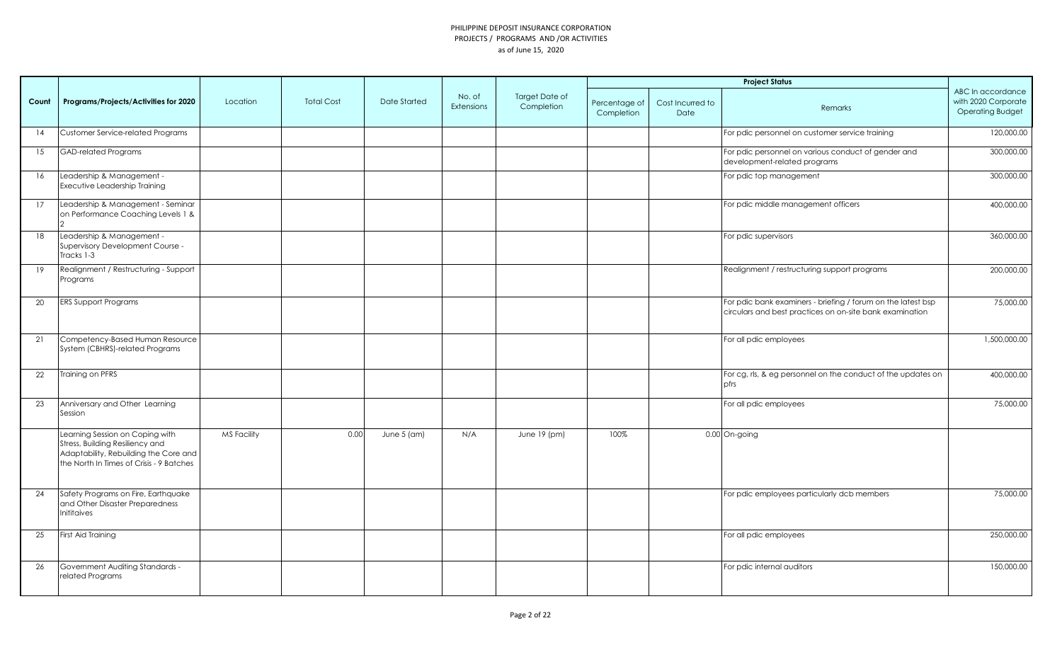PHILIPPINE DEPOSIT INSURANCE CORPORATION
PROJECTS / PROGRAMS AND /OR ACTIVITIES
as of June 15, 2020

| Count | Programs/Projects/Activities for 2020 | Location | Total Cost | Date Started | No. of Extensions | Target Date of Completion | Project Status | | | ABC In accordance with 2020 Corporate Operating Budget |
|---|---|---|---|---|---|---|---|---|---|---|
| | | | | | | | Percentage of Completion | Cost Incurred to Date | Remarks | |
| 14 | Customer Service-related Programs | | | | | | | | For pdic personnel on customer service training | 120,000.00 |
| 15 | GAD-related Programs | | | | | | | | For pdic personnel on various conduct of gender and development-related programs | 300,000.00 |
| 16 | Leadership & Management - Executive Leadership Training | | | | | | | | For pdic top management | 300,000.00 |
| 17 | Leadership & Management - Seminar on Performance Coaching Levels 1 & 2 | | | | | | | | For pdic middle management officers | 400,000.00 |
| 18 | Leadership & Management - Supervisory Development Course - Tracks 1-3 | | | | | | | | For pdic supervisors | 360,000.00 |
| 19 | Realignment / Restructuring - Support Programs | | | | | | | | Realignment / restructuring support programs | 200,000.00 |
| 20 | ERS Support Programs | | | | | | | | For pdic bank examiners - briefing / forum on the latest bsp circulars and best practices on on-site bank examination | 75,000.00 |
| 21 | Competency-Based Human Resource System (CBHRS)-related Programs | | | | | | | | For all pdic employees | 1,500,000.00 |
| 22 | Training on PFRS | | | | | | | | For cg, rls, & eg personnel on the conduct of the updates on pfrs | 400,000.00 |
| 23 | Anniversary and Other Learning Session | | | | | | | | For all pdic employees | 75,000.00 |
| | Learning Session on Coping with Stress, Building Resiliency and Adaptability, Rebuilding the Core and the North In Times of Crisis - 9 Batches | MS Facility | 0.00 | June 5 (am) | N/A | June 19 (pm) | 100% | 0.00 | On-going | |
| 24 | Safety Programs on Fire, Earthquake and Other Disaster Preparedness Inititaives | | | | | | | | For pdic employees particularly dcb members | 75,000.00 |
| 25 | First Aid Training | | | | | | | | For all pdic employees | 250,000.00 |
| 26 | Government Auditing Standards - related Programs | | | | | | | | For pdic internal auditors | 150,000.00 |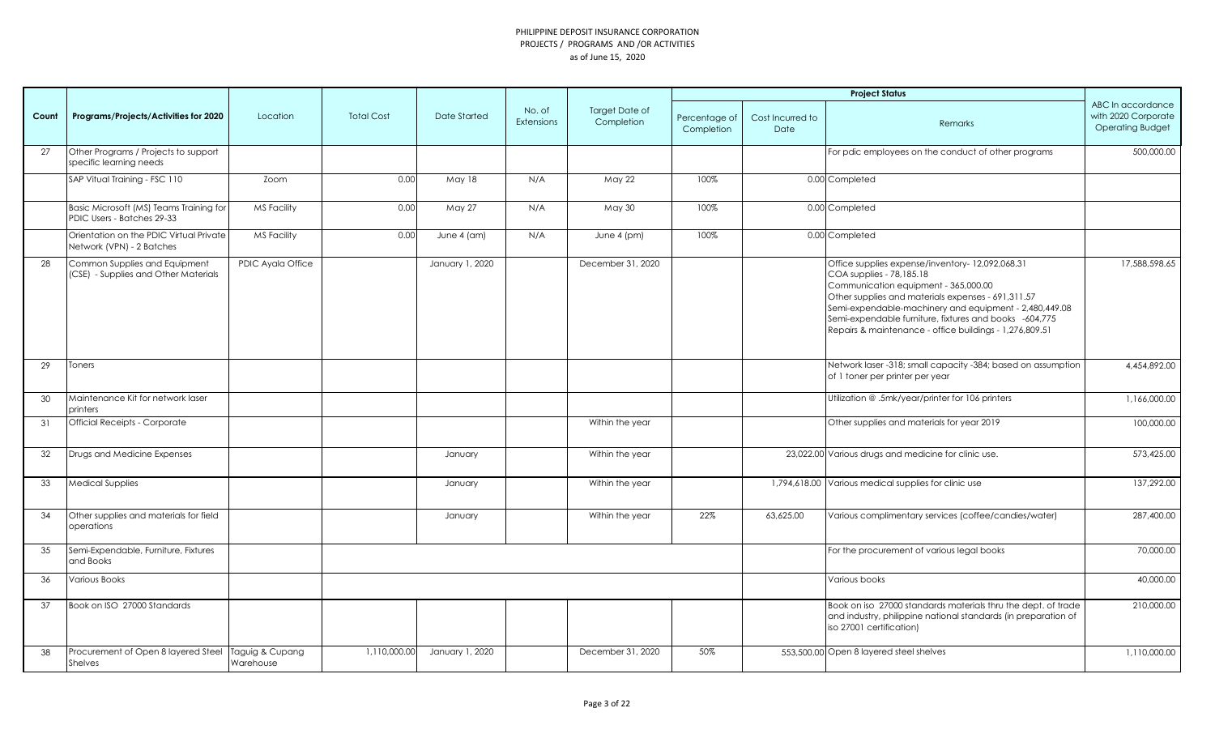PHILIPPINE DEPOSIT INSURANCE CORPORATION
PROJECTS / PROGRAMS AND /OR ACTIVITIES
as of June 15, 2020

| Count | Programs/Projects/Activities for 2020 | Location | Total Cost | Date Started | No. of Extensions | Target Date of Completion | Project Status | | | ABC In accordance with 2020 Corporate Operating Budget |
|---|---|---|---|---|---|---|---|---|---|---|
| | | | | | | | Percentage of Completion | Cost Incurred to Date | Remarks | |
| 27 | Other Programs / Projects to support specific learning needs | | | | | | | | For pdic employees on the conduct of other programs | 500,000.00 |
| | SAP Vitual Training - FSC 110 | Zoom | 0.00 | May 18 | N/A | May 22 | 100% | 0.00 | Completed | |
| | Basic Microsoft (MS) Teams Training for PDIC Users - Batches 29-33 | MS Facility | 0.00 | May 27 | N/A | May 30 | 100% | 0.00 | Completed | |
| | Orientation on the PDIC Virtual Private Network (VPN) - 2 Batches | MS Facility | 0.00 | June 4 (am) | N/A | June 4 (pm) | 100% | 0.00 | Completed | |
| 28 | Common Supplies and Equipment (CSE) - Supplies and Other Materials | PDIC Ayala Office | | January 1, 2020 | | December 31, 2020 | | | Office supplies expense/inventory- 12,092,068.31<br>COA supplies - 78,185.18<br>Communication equipment - 365,000.00<br>Other supplies and materials expenses - 691,311.57<br>Semi-expendable-machinery and equipment - 2,480,449.08<br>Semi-expendable furniture, fixtures and books -604,775<br>Repairs & maintenance - office buildings - 1,276,809.51 | 17,588,598.65 |
| 29 | Toners | | | | | | | | Network laser -318; small capacity -384; based on assumption of 1 toner per printer per year | 4,454,892.00 |
| 30 | Maintenance Kit for network laser printers | | | | | | | | Utilization @ .5mk/year/printer for 106 printers | 1,166,000.00 |
| 31 | Official Receipts - Corporate | | | | | Within the year | | | Other supplies and materials for year 2019 | 100,000.00 |
| 32 | Drugs and Medicine Expenses | | | January | | Within the year | | 23,022.00 | Various drugs and medicine for clinic use. | 573,425.00 |
| 33 | Medical Supplies | | | January | | Within the year | | 1,794,618.00 | Various medical supplies for clinic use | 137,292.00 |
| 34 | Other supplies and materials for field operations | | | January | | Within the year | 22% | 63,625.00 | Various complimentary services (coffee/candies/water) | 287,400.00 |
| 35 | Semi-Expendable, Furniture, Fixtures and Books | | | | | | | | For the procurement of various legal books | 70,000.00 |
| 36 | Various Books | | | | | | | | Various books | 40,000.00 |
| 37 | Book on ISO 27000 Standards | | | | | | | | Book on iso 27000 standards materials thru the dept. of trade and industry, philippine national standards (in preparation of iso 27001 certification) | 210,000.00 |
| 38 | Procurement of Open 8 layered Steel Shelves | Taguig & Cupang Warehouse | 1,110,000.00 | January 1, 2020 | | December 31, 2020 | 50% | 553,500.00 | Open 8 layered steel shelves | 1,110,000.00 |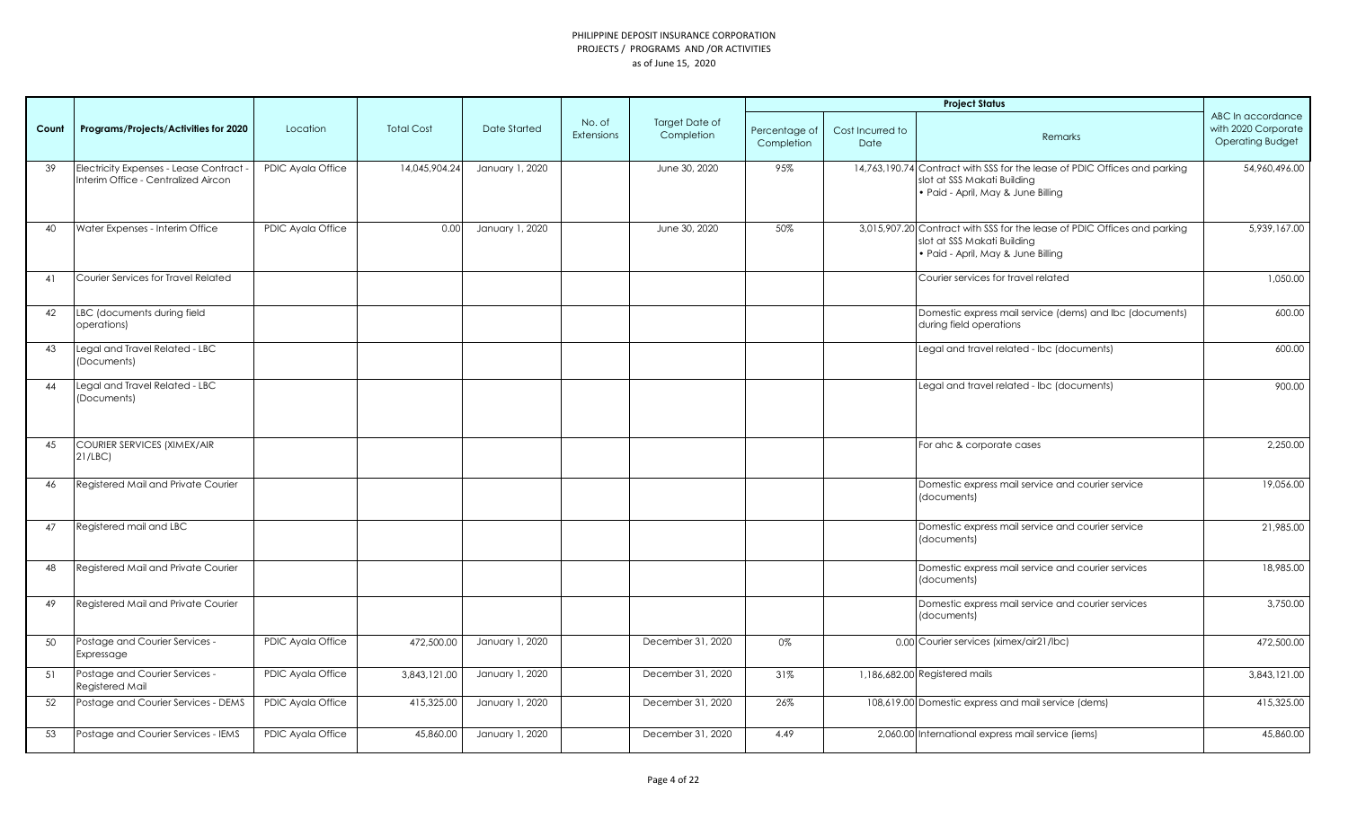PHILIPPINE DEPOSIT INSURANCE CORPORATION
PROJECTS / PROGRAMS AND /OR ACTIVITIES
as of June 15, 2020

| Count | Programs/Projects/Activities for 2020 | Location | Total Cost | Date Started | No. of Extensions | Target Date of Completion | Project Status | | | ABC In accordance with 2020 Corporate Operating Budget |
|---|---|---|---|---|---|---|---|---|---|---|
| | | | | | | | Percentage of Completion | Cost Incurred to Date | Remarks | |
| 39 | Electricity Expenses - Lease Contract - Interim Office - Centralized Aircon | PDIC Ayala Office | 14,045,904.24 | January 1, 2020 | | June 30, 2020 | 95% | 14,763,190.74 | Contract with SSS for the lease of PDIC Offices and parking slot at SSS Makati Building • Paid - April, May & June Billing | 54,960,496.00 |
| 40 | Water Expenses - Interim Office | PDIC Ayala Office | 0.00 | January 1, 2020 | | June 30, 2020 | 50% | 3,015,907.20 | Contract with SSS for the lease of PDIC Offices and parking slot at SSS Makati Building • Paid - April, May & June Billing | 5,939,167.00 |
| 41 | Courier Services for Travel Related | | | | | | | | Courier services for travel related | 1,050.00 |
| 42 | LBC (documents during field operations) | | | | | | | | Domestic express mail service (dems) and lbc (documents) during field operations | 600.00 |
| 43 | Legal and Travel Related - LBC (Documents) | | | | | | | | Legal and travel related - lbc (documents) | 600.00 |
| 44 | Legal and Travel Related - LBC (Documents) | | | | | | | | Legal and travel related - lbc (documents) | 900.00 |
| 45 | COURIER SERVICES (XIMEX/AIR 21/LBC) | | | | | | | | For ahc & corporate cases | 2,250.00 |
| 46 | Registered Mail and Private Courier | | | | | | | | Domestic express mail service and courier service (documents) | 19,056.00 |
| 47 | Registered mail and LBC | | | | | | | | Domestic express mail service and courier service (documents) | 21,985.00 |
| 48 | Registered Mail and Private Courier | | | | | | | | Domestic express mail service and courier services (documents) | 18,985.00 |
| 49 | Registered Mail and Private Courier | | | | | | | | Domestic express mail service and courier services (documents) | 3,750.00 |
| 50 | Postage and Courier Services - Expressage | PDIC Ayala Office | 472,500.00 | January 1, 2020 | | December 31, 2020 | 0% | 0.00 | Courier services (ximex/air21/lbc) | 472,500.00 |
| 51 | Postage and Courier Services - Registered Mail | PDIC Ayala Office | 3,843,121.00 | January 1, 2020 | | December 31, 2020 | 31% | 1,186,682.00 | Registered mails | 3,843,121.00 |
| 52 | Postage and Courier Services - DEMS | PDIC Ayala Office | 415,325.00 | January 1, 2020 | | December 31, 2020 | 26% | 108,619.00 | Domestic express and mail service (dems) | 415,325.00 |
| 53 | Postage and Courier Services - IEMS | PDIC Ayala Office | 45,860.00 | January 1, 2020 | | December 31, 2020 | 4.49 | 2,060.00 | International express mail service (iems) | 45,860.00 |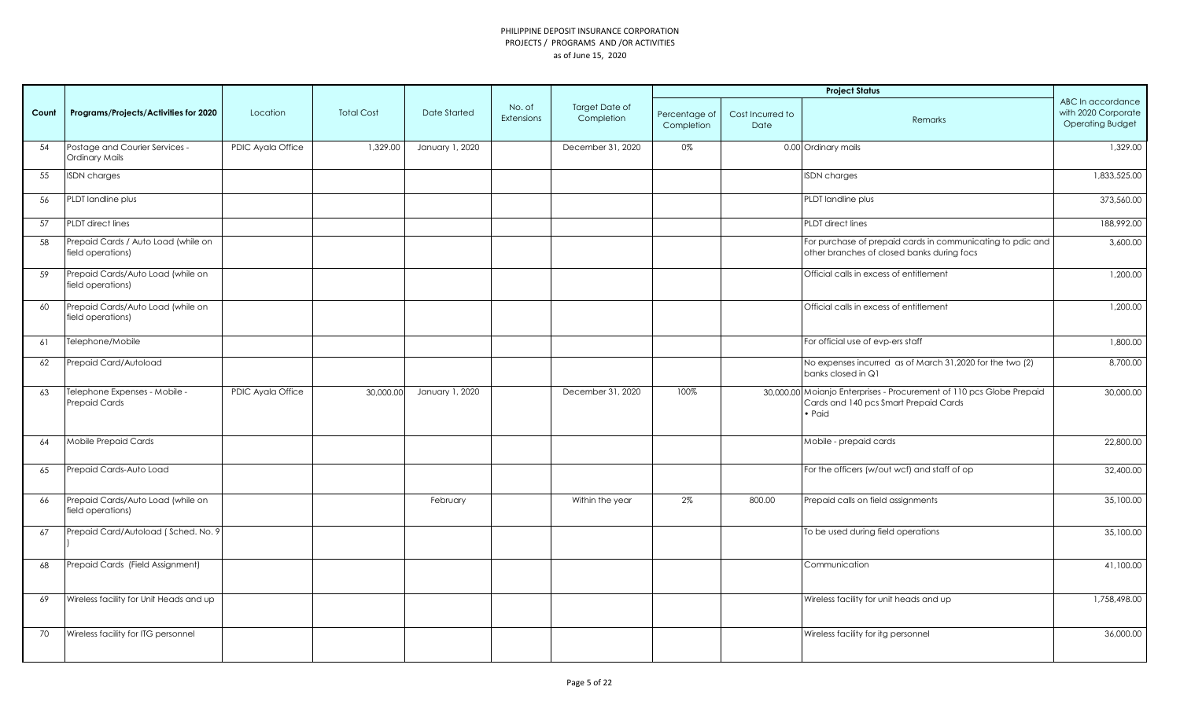PHILIPPINE DEPOSIT INSURANCE CORPORATION
PROJECTS / PROGRAMS AND /OR ACTIVITIES
as of June 15, 2020

| Count | Programs/Projects/Activities for 2020 | Location | Total Cost | Date Started | No. of Extensions | Target Date of Completion | Project Status | | | ABC In accordance with 2020 Corporate Operating Budget |
|---|---|---|---|---|---|---|---|---|---|---|
| | | | | | | | Percentage of Completion | Cost Incurred to Date | Remarks | |
| 54 | Postage and Courier Services - Ordinary Mails | PDIC Ayala Office | 1,329.00 | January 1, 2020 | | December 31, 2020 | 0% | 0.00 | Ordinary mails | 1,329.00 |
| 55 | ISDN charges | | | | | | | | ISDN charges | 1,833,525.00 |
| 56 | PLDT landline plus | | | | | | | | PLDT landline plus | 373,560.00 |
| 57 | PLDT direct lines | | | | | | | | PLDT direct lines | 188,992.00 |
| 58 | Prepaid Cards / Auto Load (while on field operations) | | | | | | | | For purchase of prepaid cards in communicating to pdic and other branches of closed banks during focs | 3,600.00 |
| 59 | Prepaid Cards/Auto Load (while on field operations) | | | | | | | | Official calls in excess of entitlement | 1,200.00 |
| 60 | Prepaid Cards/Auto Load (while on field operations) | | | | | | | | Official calls in excess of entitlement | 1,200.00 |
| 61 | Telephone/Mobile | | | | | | | | For official use of evp-ers staff | 1,800.00 |
| 62 | Prepaid Card/Autoload | | | | | | | | No expenses incurred as of March 31,2020 for the two (2) banks closed in Q1 | 8,700.00 |
| 63 | Telephone Expenses - Mobile - Prepaid Cards | PDIC Ayala Office | 30,000.00 | January 1, 2020 | | December 31, 2020 | 100% | 30,000.00 | Moianjo Enterprises - Procurement of 110 pcs Globe Prepaid Cards and 140 pcs Smart Prepaid Cards<br>• Paid | 30,000.00 |
| 64 | Mobile Prepaid Cards | | | | | | | | Mobile - prepaid cards | 22,800.00 |
| 65 | Prepaid Cards-Auto Load | | | | | | | | For the officers (w/out wcf) and staff of op | 32,400.00 |
| 66 | Prepaid Cards/Auto Load (while on field operations) | | | February | | Within the year | 2% | 800.00 | Prepaid calls on field assignments | 35,100.00 |
| 67 | Prepaid Card/Autoload ( Sched. No. 9 ) | | | | | | | | To be used during field operations | 35,100.00 |
| 68 | Prepaid Cards (Field Assignment) | | | | | | | | Communication | 41,100.00 |
| 69 | Wireless facility for Unit Heads and up | | | | | | | | Wireless facility for unit heads and up | 1,758,498.00 |
| 70 | Wireless facility for ITG personnel | | | | | | | | Wireless facility for itg personnel | 36,000.00 |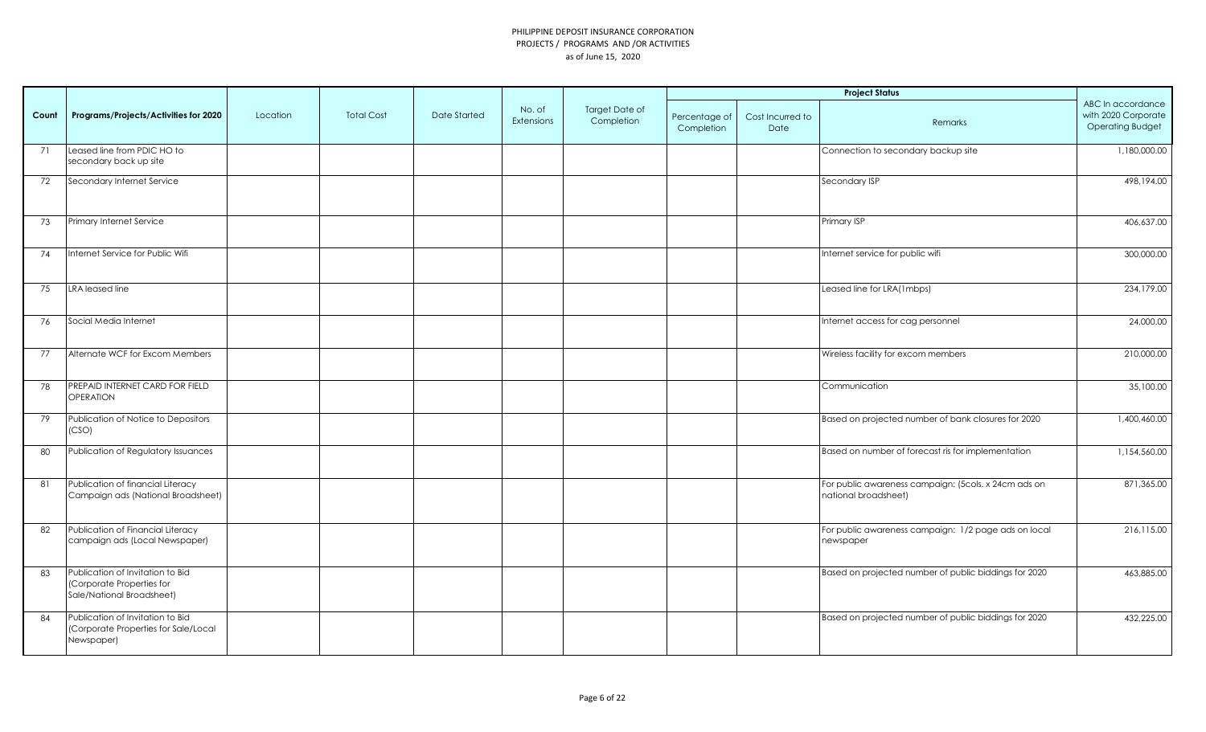PHILIPPINE DEPOSIT INSURANCE CORPORATION
PROJECTS / PROGRAMS AND /OR ACTIVITIES
as of June 15, 2020

| Count | Programs/Projects/Activities for 2020 | Location | Total Cost | Date Started | No. of Extensions | Target Date of Completion | Project Status | | | ABC In accordance with 2020 Corporate Operating Budget |
|---|---|---|---|---|---|---|---|---|---|---|
| | | | | | | | Percentage of Completion | Cost Incurred to Date | Remarks | |
| 71 | Leased line from PDIC HO to secondary back up site | | | | | | | | Connection to secondary backup site | 1,180,000.00 |
| 72 | Secondary Internet Service | | | | | | | | Secondary ISP | 498,194.00 |
| 73 | Primary Internet Service | | | | | | | | Primary ISP | 406,637.00 |
| 74 | Internet Service for Public Wifi | | | | | | | | Internet service for public wifi | 300,000.00 |
| 75 | LRA leased line | | | | | | | | Leased line for LRA(1mbps) | 234,179.00 |
| 76 | Social Media Internet | | | | | | | | Internet access for cag personnel | 24,000.00 |
| 77 | Alternate WCF for Excom Members | | | | | | | | Wireless facility for excom members | 210,000.00 |
| 78 | PREPAID INTERNET CARD FOR FIELD OPERATION | | | | | | | | Communication | 35,100.00 |
| 79 | Publication of Notice to Depositors (CSO) | | | | | | | | Based on projected number of bank closures for 2020 | 1,400,460.00 |
| 80 | Publication of Regulatory Issuances | | | | | | | | Based on number of forecast ris for implementation | 1,154,560.00 |
| 81 | Publication of financial Literacy Campaign ads (National Broadsheet) | | | | | | | | For public awareness campaign: (5cols. x 24cm ads on national broadsheet) | 871,365.00 |
| 82 | Publication of Financial Literacy campaign ads (Local Newspaper) | | | | | | | | For public awareness campaign: 1/2 page ads on local newspaper | 216,115.00 |
| 83 | Publication of Invitation to Bid (Corporate Properties for Sale/National Broadsheet) | | | | | | | | Based on projected number of public biddings for 2020 | 463,885.00 |
| 84 | Publication of Invitation to Bid (Corporate Properties for Sale/Local Newspaper) | | | | | | | | Based on projected number of public biddings for 2020 | 432,225.00 |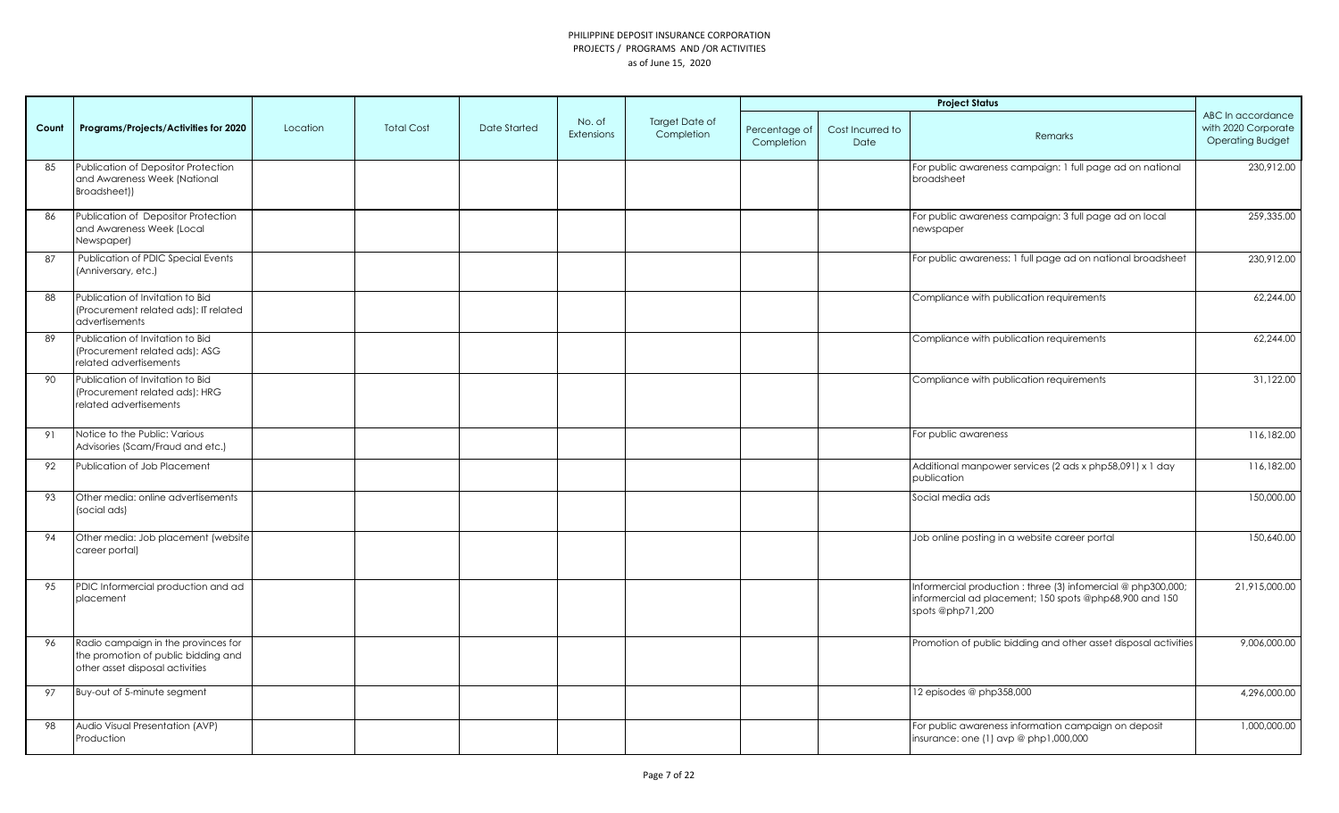PHILIPPINE DEPOSIT INSURANCE CORPORATION
PROJECTS / PROGRAMS AND /OR ACTIVITIES
as of June 15, 2020

| Count | Programs/Projects/Activities for 2020 | Location | Total Cost | Date Started | No. of Extensions | Target Date of Completion | Project Status | | | ABC In accordance with 2020 Corporate Operating Budget |
|---|---|---|---|---|---|---|---|---|---|---|
| | | | | | | | Percentage of Completion | Cost Incurred to Date | Remarks | |
| 85 | Publication of Depositor Protection and Awareness Week (National Broadsheet)) | | | | | | | | For public awareness campaign: 1 full page ad on national broadsheet | 230,912.00 |
| 86 | Publication of Depositor Protection and Awareness Week (Local Newspaper) | | | | | | | | For public awareness campaign: 3 full page ad on local newspaper | 259,335.00 |
| 87 | Publication of PDIC Special Events (Anniversary, etc.) | | | | | | | | For public awareness: 1 full page ad on national broadsheet | 230,912.00 |
| 88 | Publication of Invitation to Bid (Procurement related ads): IT related advertisements | | | | | | | | Compliance with publication requirements | 62,244.00 |
| 89 | Publication of Invitation to Bid (Procurement related ads): ASG related advertisements | | | | | | | | Compliance with publication requirements | 62,244.00 |
| 90 | Publication of Invitation to Bid (Procurement related ads): HRG related advertisements | | | | | | | | Compliance with publication requirements | 31,122.00 |
| 91 | Notice to the Public: Various Advisories (Scam/Fraud and etc.) | | | | | | | | For public awareness | 116,182.00 |
| 92 | Publication of Job Placement | | | | | | | | Additional manpower services (2 ads x php58,091) x 1 day publication | 116,182.00 |
| 93 | Other media: online advertisements (social ads) | | | | | | | | Social media ads | 150,000.00 |
| 94 | Other media: Job placement (website career portal) | | | | | | | | Job online posting in a website career portal | 150,640.00 |
| 95 | PDIC Informercial production and ad placement | | | | | | | | Informercial production : three (3) infomercial @ php300,000; informercial ad placement; 150 spots @php68,900 and 150 spots @php71,200 | 21,915,000.00 |
| 96 | Radio campaign in the provinces for the promotion of public bidding and other asset disposal activities | | | | | | | | Promotion of public bidding and other asset disposal activities | 9,006,000.00 |
| 97 | Buy-out of 5-minute segment | | | | | | | | 12 episodes @ php358,000 | 4,296,000.00 |
| 98 | Audio Visual Presentation (AVP) Production | | | | | | | | For public awareness information campaign on deposit insurance: one (1) avp @ php1,000,000 | 1,000,000.00 |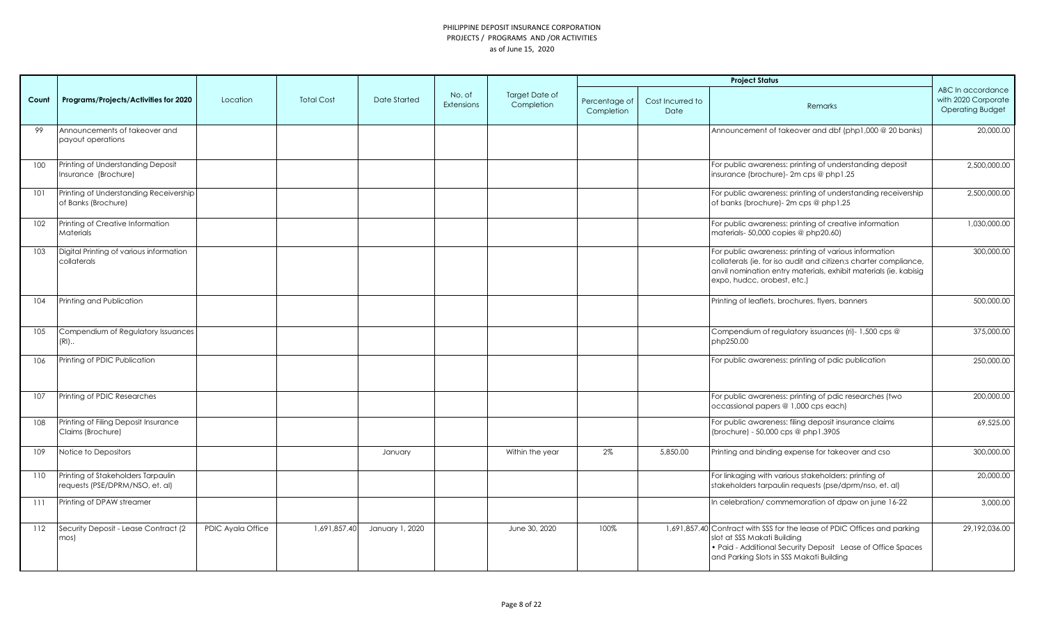PHILIPPINE DEPOSIT INSURANCE CORPORATION
PROJECTS / PROGRAMS AND /OR ACTIVITIES
as of June 15, 2020

| Count | Programs/Projects/Activities for 2020 | Location | Total Cost | Date Started | No. of Extensions | Target Date of Completion | Project Status | | | ABC In accordance with 2020 Corporate Operating Budget |
|---|---|---|---|---|---|---|---|---|---|---|
| | | | | | | | Percentage of Completion | Cost Incurred to Date | Remarks | |
| 99 | Announcements of takeover and payout operations | | | | | | | | Announcement of takeover and dbf (php1,000 @ 20 banks) | 20,000.00 |
| 100 | Printing of Understanding Deposit Insurance (Brochure) | | | | | | | | For public awareness: printing of understanding deposit insurance (brochure)- 2m cps @ php1.25 | 2,500,000.00 |
| 101 | Printing of Understanding Receivership of Banks (Brochure) | | | | | | | | For public awareness: printing of understanding receivership of banks (brochure)- 2m cps @ php1.25 | 2,500,000.00 |
| 102 | Printing of Creative Information Materials | | | | | | | | For public awareness: printing of creative information materials- 50,000 copies @ php20.60) | 1,030,000.00 |
| 103 | Digital Printing of various information collaterals | | | | | | | | For public awareness: printing of various information collaterals (ie. for iso audit and citizen;s charter compliance, anvil nomination entry materials, exhibit materials (ie. kabisig expo, hudcc, orobest, etc.) | 300,000.00 |
| 104 | Printing and Publication | | | | | | | | Printing of leaflets, brochures, flyers, banners | 500,000.00 |
| 105 | Compendium of Regulatory Issuances (RI).. | | | | | | | | Compendium of regulatory issuances (ri)- 1,500 cps @ php250.00 | 375,000.00 |
| 106 | Printing of PDIC Publication | | | | | | | | For public awareness: printing of pdic publication | 250,000.00 |
| 107 | Printing of PDIC Researches | | | | | | | | For public awareness: printing of pdic researches (two occassional papers @ 1,000 cps each) | 200,000.00 |
| 108 | Printing of Filing Deposit Insurance Claims (Brochure) | | | | | | | | For public awareness: filing deposit insurance claims (brochure) - 50,000 cps @ php1.3905 | 69,525.00 |
| 109 | Notice to Depositors | | | January | | Within the year | 2% | 5,850.00 | Printing and binding expense for takeover and cso | 300,000.00 |
| 110 | Printing of Stakeholders Tarpaulin requests (PSE/DPRM/NSO, et. al) | | | | | | | | For linkaging with various stakeholders: printing of stakeholders tarpaulin requests (pse/dprm/nso, et. al) | 20,000.00 |
| 111 | Printing of DPAW streamer | | | | | | | | In celebration/ commemoration of dpaw on june 16-22 | 3,000.00 |
| 112 | Security Deposit - Lease Contract (2 mos) | PDIC Ayala Office | 1,691,857.40 | January 1, 2020 | | June 30, 2020 | 100% | 1,691,857.40 | Contract with SSS for the lease of PDIC Offices and parking slot at SSS Makati Building<br>• Paid - Additional Security Deposit Lease of Office Spaces and Parking Slots in SSS Makati Building | 29,192,036.00 |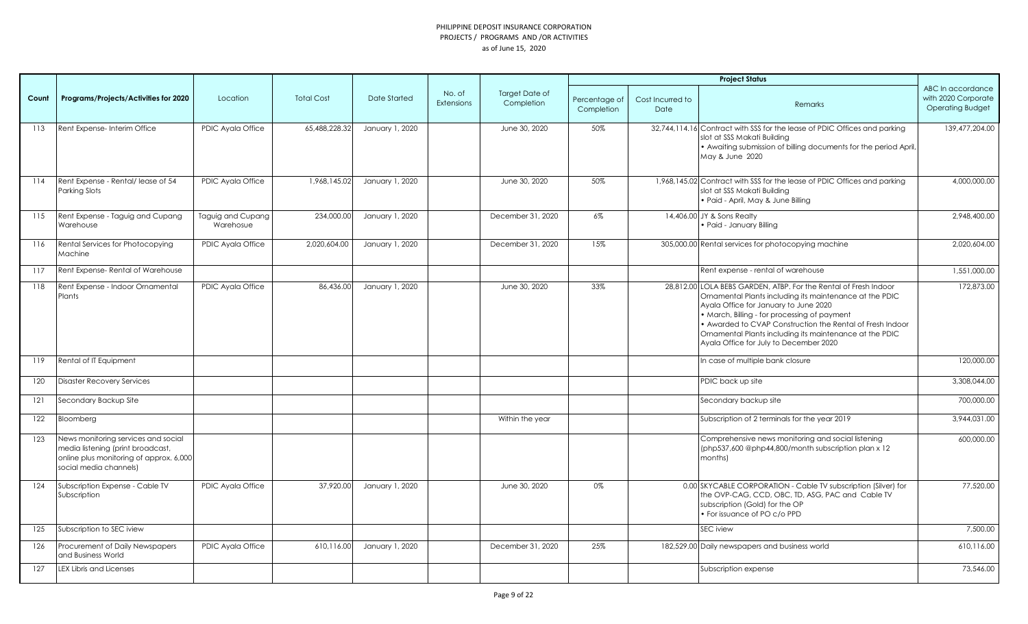PHILIPPINE DEPOSIT INSURANCE CORPORATION
PROJECTS / PROGRAMS AND /OR ACTIVITIES
as of June 15, 2020

| Count | Programs/Projects/Activities for 2020 | Location | Total Cost | Date Started | No. of Extensions | Target Date of Completion | Project Status | | | ABC In accordance with 2020 Corporate Operating Budget |
|---|---|---|---|---|---|---|---|---|---|---|
| | | | | | | | Percentage of Completion | Cost Incurred to Date | Remarks | |
| 113 | Rent Expense- Interim Office | PDIC Ayala Office | 65,488,228.32 | January 1, 2020 | | June 30, 2020 | 50% | 32,744,114.16 | Contract with SSS for the lease of PDIC Offices and parking slot at SSS Makati Building<br>• Awaiting submission of billing documents for the period April, May & June 2020 | 139,477,204.00 |
| 114 | Rent Expense - Rental/ lease of 54 Parking Slots | PDIC Ayala Office | 1,968,145.02 | January 1, 2020 | | June 30, 2020 | 50% | 1,968,145.02 | Contract with SSS for the lease of PDIC Offices and parking slot at SSS Makati Building<br>• Paid - April, May & June Billing | 4,000,000.00 |
| 115 | Rent Expense - Taguig and Cupang Warehouse | Taguig and Cupang Warehosue | 234,000.00 | January 1, 2020 | | December 31, 2020 | 6% | 14,406.00 | JY & Sons Realty<br>• Paid - January Billing | 2,948,400.00 |
| 116 | Rental Services for Photocopying Machine | PDIC Ayala Office | 2,020,604.00 | January 1, 2020 | | December 31, 2020 | 15% | 305,000.00 | Rental services for photocopying machine | 2,020,604.00 |
| 117 | Rent Expense- Rental of Warehouse | | | | | | | | Rent expense - rental of warehouse | 1,551,000.00 |
| 118 | Rent Expense - Indoor Ornamental Plants | PDIC Ayala Office | 86,436.00 | January 1, 2020 | | June 30, 2020 | 33% | 28,812.00 | LOLA BEBS GARDEN, ATBP. For the Rental of Fresh Indoor Ornamental Plants including its maintenance at the PDIC Ayala Office for January to June 2020<br>• March, Billing - for processing of payment<br>• Awarded to CVAP Construction the Rental of Fresh Indoor Ornamental Plants including its maintenance at the PDIC Ayala Office for July to December 2020 | 172,873.00 |
| 119 | Rental of IT Equipment | | | | | | | | In case of multiple bank closure | 120,000.00 |
| 120 | Disaster Recovery Services | | | | | | | | PDIC back up site | 3,308,044.00 |
| 121 | Secondary Backup Site | | | | | | | | Secondary backup site | 700,000.00 |
| 122 | Bloomberg | | | | | Within the year | | | Subscription of 2 terminals for the year 2019 | 3,944,031.00 |
| 123 | News monitoring services and social media listening (print broadcast, online plus monitoring of approx. 6,000 social media channels) | | | | | | | | Comprehensive news monitoring and social listening (php537,600 @php44,800/month subscription plan x 12 months) | 600,000.00 |
| 124 | Subscription Expense - Cable TV Subscription | PDIC Ayala Office | 37,920.00 | January 1, 2020 | | June 30, 2020 | 0% | 0.00 | SKYCABLE CORPORATION - Cable TV subscription (Silver) for the OVP-CAG, CCD, OBC, TD, ASG, PAC and Cable TV subscription (Gold) for the OP<br>• For issuance of PO c/o PPD | 77,520.00 |
| 125 | Subscription to SEC iview | | | | | | | | SEC iview | 7,500.00 |
| 126 | Procurement of Daily Newspapers and Business World | PDIC Ayala Office | 610,116.00 | January 1, 2020 | | December 31, 2020 | 25% | 182,529.00 | Daily newspapers and business world | 610,116.00 |
| 127 | LEX Libris and Licenses | | | | | | | | Subscription expense | 73,546.00 |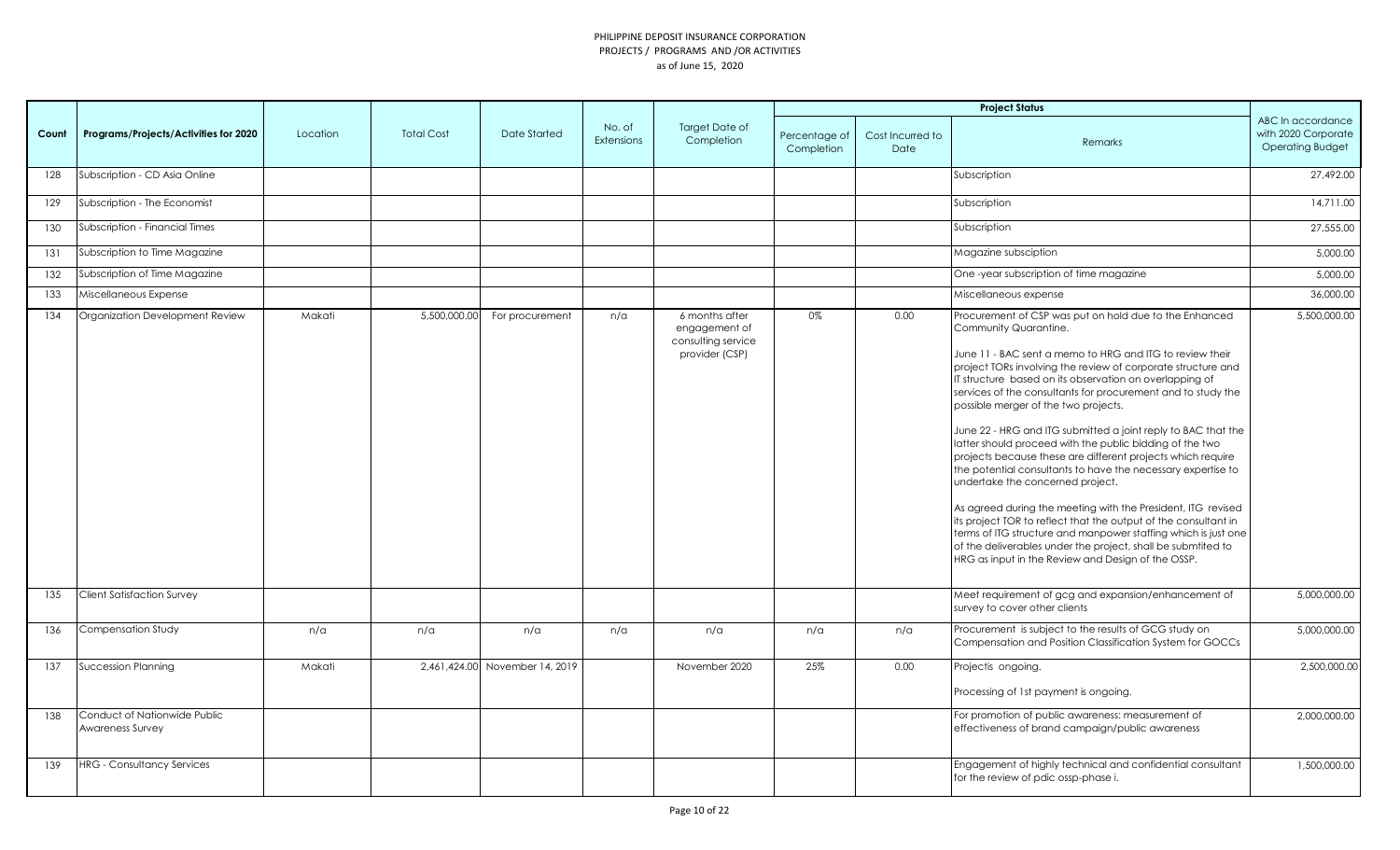PHILIPPINE DEPOSIT INSURANCE CORPORATION
PROJECTS / PROGRAMS AND /OR ACTIVITIES
as of June 15, 2020

| Count | Programs/Projects/Activities for 2020 | Location | Total Cost | Date Started | No. of Extensions | Target Date of Completion | Project Status | | | ABC In accordance with 2020 Corporate Operating Budget |
|---|---|---|---|---|---|---|---|---|---|---|
| | | | | | | | Percentage of Completion | Cost Incurred to Date | Remarks | |
| 128 | Subscription - CD Asia Online | | | | | | | | Subscription | 27,492.00 |
| 129 | Subscription - The Economist | | | | | | | | Subscription | 14,711.00 |
| 130 | Subscription - Financial Times | | | | | | | | Subscription | 27,555.00 |
| 131 | Subscription to Time Magazine | | | | | | | | Magazine subsciption | 5,000.00 |
| 132 | Subscription of Time Magazine | | | | | | | | One -year subscription of time magazine | 5,000.00 |
| 133 | Miscellaneous Expense | | | | | | | | Miscellaneous expense | 36,000.00 |
| 134 | Organization Development Review | Makati | 5,500,000.00 | For procurement | n/a | 6 months after engagement of consulting service provider (CSP) | 0% | 0.00 | Procurement of CSP was put on hold due to the Enhanced Community Quarantine.<br><br>June 11 - BAC sent a memo to HRG and ITG to review their project TORs involving the review of corporate structure and IT structure based on its observation on overlapping of services of the consultants for procurement and to study the possible merger of the two projects.<br><br>June 22 - HRG and ITG submitted a joint reply to BAC that the latter should proceed with the public bidding of the two projects because these are different projects which require the potential consultants to have the necessary expertise to undertake the concerned project.<br><br>As agreed during the meeting with the President, ITG revised its project TOR to reflect that the output of the consultant in terms of ITG structure and manpower staffing which is just one of the deliverables under the project, shall be submtited to HRG as input in the Review and Design of the OSSP. | 5,500,000.00 |
| 135 | Client Satisfaction Survey | | | | | | | | Meet requirement of gcg and expansion/enhancement of survey to cover other clients | 5,000,000.00 |
| 136 | Compensation Study | n/a | n/a | n/a | n/a | n/a | n/a | n/a | Procurement is subject to the results of GCG study on Compensation and Position Classification System for GOCCs | 5,000,000.00 |
| 137 | Succession Planning | Makati | 2,461,424.00 | November 14, 2019 | | November 2020 | 25% | 0.00 | Projectis ongoing.<br><br>Processing of 1st payment is ongoing. | 2,500,000.00 |
| 138 | Conduct of Nationwide Public Awareness Survey | | | | | | | | For promotion of public awareness: measurement of effectiveness of brand campaign/public awareness | 2,000,000.00 |
| 139 | HRG - Consultancy Services | | | | | | | | Engagement of highly technical and confidential consultant for the review of pdic ossp-phase i. | 1,500,000.00 |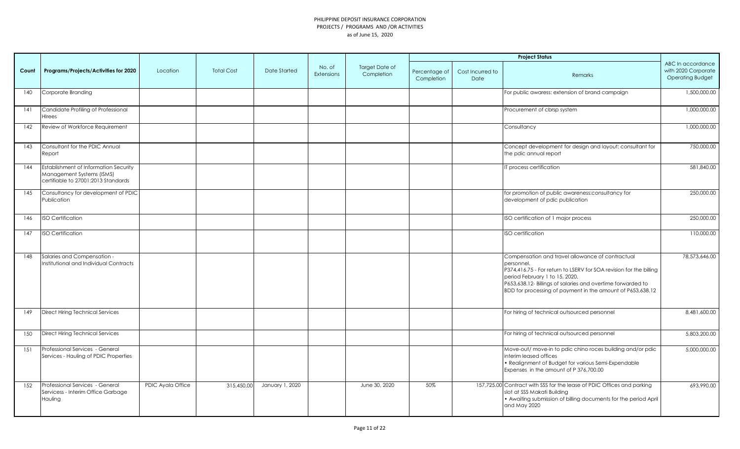PHILIPPINE DEPOSIT INSURANCE CORPORATION
PROJECTS / PROGRAMS AND /OR ACTIVITIES
as of June 15, 2020

| Count | Programs/Projects/Activities for 2020 | Location | Total Cost | Date Started | No. of Extensions | Target Date of Completion | Project Status | | | ABC In accordance with 2020 Corporate Operating Budget |
|---|---|---|---|---|---|---|---|---|---|---|
| | | | | | | | Percentage of Completion | Cost Incurred to Date | Remarks | |
| 140 | Corporate Branding | | | | | | | | For public awaress: extension of brand campaign | 1,500,000.00 |
| 141 | Candidate Profiling of Professional HIrees | | | | | | | | Procurement of cbrsp system | 1,000,000.00 |
| 142 | Review of Workforce Requirement | | | | | | | | Consultancy | 1,000,000.00 |
| 143 | Consultant for the PDIC Annual Report | | | | | | | | Concept development for design and layout: consultant for the pdic annual report | 750,000.00 |
| 144 | Establishment of Information Security Management Systems (ISMS) certifiable to 27001:2013 Standards | | | | | | | | IT process certification | 581,840.00 |
| 145 | Consultancy for development of PDIC Publication | | | | | | | | for promotion of public awareness:consultancy for development of pdic publication | 250,000.00 |
| 146 | ISO Certification | | | | | | | | ISO certification of 1 major process | 250,000.00 |
| 147 | ISO Certification | | | | | | | | ISO certification | 110,000.00 |
| 148 | Salaries and Compensation - Institutional and Individual Contracts | | | | | | | | Compensation and travel allowance of contractual personnel.<br>P374,416.75 - For return to LSERV for SOA revision for the billing period February 1 to 15, 2020.<br>P653,638.12- Billings of salaries and overtime forwarded to BDD for processing of payment in the amount of P653,638.12 | 78,573,646.00 |
| 149 | Direct Hiring Technical Services | | | | | | | | For hiring of technical outsourced personnel | 8,481,600.00 |
| 150 | Direct Hiring Technical Services | | | | | | | | For hiring of technical outsourced personnel | 5,803,200.00 |
| 151 | Professional Services - General Services - Hauling of PDIC Properties | | | | | | | | Move-out/ move-in to pdic chino roces building and/or pdic interim leased offices<br>• Realignment of Budget for various Semi-Expendable Expenses in the amount of P 376,700.00 | 5,000,000.00 |
| 152 | Professional Services - General Servicess - Interim Office Garbage Hauling | PDIC Ayala Office | 315,450.00 | January 1, 2020 | | June 30, 2020 | 50% | 157,725.00 | Contract with SSS for the lease of PDIC Offices and parking slot at SSS Makati Building<br>• Awaiting submission of billing documents for the period April and May 2020 | 693,990.00 |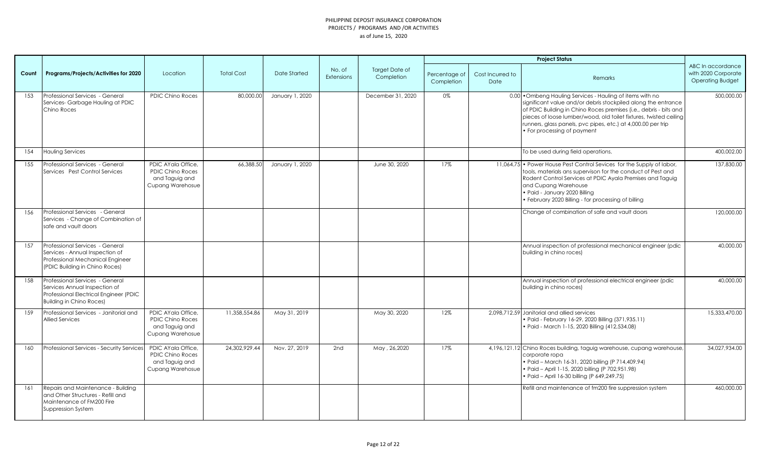PHILIPPINE DEPOSIT INSURANCE CORPORATION
PROJECTS / PROGRAMS AND /OR ACTIVITIES
as of June 15, 2020

| Count | Programs/Projects/Activities for 2020 | Location | Total Cost | Date Started | No. of Extensions | Target Date of Completion | Project Status | | | ABC In accordance with 2020 Corporate Operating Budget |
|---|---|---|---|---|---|---|---|---|---|---|
| | | | | | | | Percentage of Completion | Cost Incurred to Date | Remarks | |
| 153 | Professional Services - General Services- Garbage Hauling at PDIC Chino Roces | PDIC Chino Roces | 80,000.00 | January 1, 2020 | | December 31, 2020 | 0% | 0.00 | • Ombeng Hauling Services - Hauling of items with no significant value and/or debris stockpiled along the entrance of PDIC Building in Chino Roces premises (i.e., debris - bits and pieces of loose lumber/wood, old toilet fixtures, twisted ceiling runners, glass panels, pvc pipes, etc.) at 4,000.00 per trip<br>• For processing of payment | 500,000.00 |
| 154 | Hauling Services | | | | | | | | To be used during field operations. | 400,002.00 |
| 155 | Professional Services - General Services Pest Control Services | PDIC AYala Office, PDIC Chino Roces and Taguig and Cupang Warehosue | 66,388.50 | January 1, 2020 | | June 30, 2020 | 17% | 11,064.75 | • Power House Pest Control Sevices for the Supply of labor, tools, materials ans supervison for the conduct of Pest and Rodent Control Services at PDIC Ayala Premises and Taguig and Cupang Warehouse<br>• Paid - January 2020 Billing<br>• February 2020 Billing - for processing of billing | 137,830.00 |
| 156 | Professional Services - General Services - Change of Combination of safe and vault doors | | | | | | | | Change of combination of safe and vault doors | 120,000.00 |
| 157 | Professional Services - General Services - Annual Inspection of Professional Mechanical Engineer (PDIC Building in Chino Roces) | | | | | | | | Annual inspection of professional mechanical engineer (pdic building in chino roces) | 40,000.00 |
| 158 | Professional Services - General Services Annual Inspection of Professional Electrical Engineer (PDIC Building in Chino Roces) | | | | | | | | Annual inspection of professional electrical engineer (pdic building in chino roces) | 40,000.00 |
| 159 | Professional Services - Janitorial and Allied Services | PDIC AYala Office, PDIC Chino Roces and Taguig and Cupang Warehosue | 11,358,554.86 | May 31, 2019 | | May 30, 2020 | 12% | 2,098,712.59 | Janitorial and allied services<br>• Paid - February 16-29, 2020 Billing (371,935.11)<br>• Paid - March 1-15, 2020 Billing (412,534.08) | 15,333,470.00 |
| 160 | Professional Services - Security Services | PDIC AYala Office, PDIC Chino Roces and Taguig and Cupang Warehosue | 24,302,929.44 | Nov. 27, 2019 | 2nd | May , 26,2020 | 17% | 4,196,121.12 | Chino Roces building, taguig warehouse, cupang warehouse, corporate ropa<br>• Paid – March 16-31, 2020 billing (P 714,409.94)<br>• Paid – April 1-15, 2020 billing (P 702,951.98)<br>• Paid – April 16-30 billing (P 649,249.75) | 34,027,934.00 |
| 161 | Repairs and Maintenance - Building and Other Structures - Refill and Maintenance of FM200 Fire Suppression System | | | | | | | | Refill and maintenance of fm200 fire suppression system | 460,000.00 |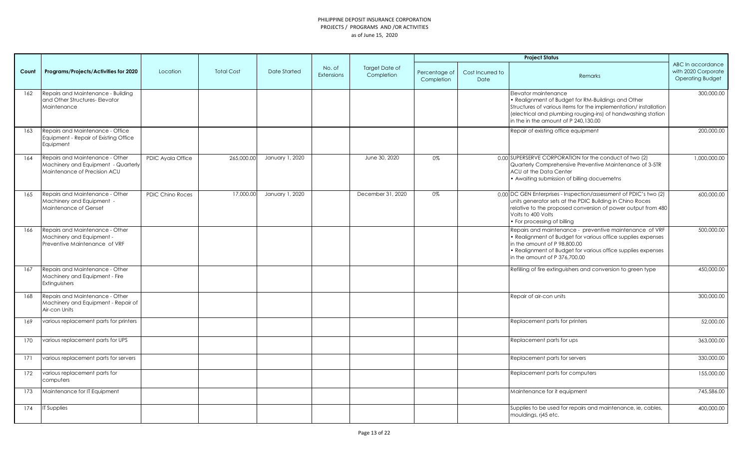PHILIPPINE DEPOSIT INSURANCE CORPORATION
PROJECTS / PROGRAMS AND /OR ACTIVITIES
as of June 15, 2020

| Count | Programs/Projects/Activities for 2020 | Location | Total Cost | Date Started | No. of Extensions | Target Date of Completion | Project Status | | | ABC In accordance with 2020 Corporate Operating Budget |
|---|---|---|---|---|---|---|---|---|---|---|
| | | | | | | | Percentage of Completion | Cost Incurred to Date | Remarks | |
| 162 | Repairs and Maintenance - Building and Other Structures- Elevator Maintenance | | | | | | | | Elevator maintenance<br>• Realignment of Budget for RM-Buildings and Other Structures of various items for the implementation/ installation (electrical and plumbing rouging-ins) of handwashing station in the in the amount of P 240,130.00 | 300,000.00 |
| 163 | Repairs and Maintenance - Office Equipment - Repair of Existing Office Equipment | | | | | | | | Repair of existing office equipment | 200,000.00 |
| 164 | Repairs and Maintenance - Other Machinery and Equipment - Quarterly Maintenance of Precision ACU | PDIC Ayala Office | 265,000.00 | January 1, 2020 | | June 30, 2020 | 0% | 0.00 | SUPERSERVE CORPORATION for the conduct of two (2) Quarterly Comprehensive Preventive Maintenance of 3-5TR ACU at the Data Center<br>• Awaiting submission of billing docuemetns | 1,000,000.00 |
| 165 | Repairs and Maintenance - Other Machinery and Equipment - Maintenance of Genset | PDIC Chino Roces | 17,000.00 | January 1, 2020 | | December 31, 2020 | 0% | 0.00 | DC GEN Enterprises - Inspection/assessment of PDIC's two (2) units generator sets at the PDIC Building in Chino Roces relative to the proposed conversion of power output from 480 Volts to 400 Volts<br>• For processing of billing | 600,000.00 |
| 166 | Repairs and Maintenance - Other Machinery and Equipment - Preventive Maintenance of VRF | | | | | | | | Repairs and maintenance - preventive maintenance of VRF<br>• Realignment of Budget for various office supplies expenses in the amount of P 98,800.00<br>• Realignment of Budget for various office supplies expenses in the amount of P 376,700.00 | 500,000.00 |
| 167 | Repairs and Maintenance - Other Machinery and Equipment - Fire Extinguishers | | | | | | | | Refilling of fire extinguishers and conversion to green type | 450,000.00 |
| 168 | Repairs and Maintenance - Other Machinery and Equipment - Repair of Air-con Units | | | | | | | | Repair of air-con units | 300,000.00 |
| 169 | various replacement parts for printers | | | | | | | | Replacement parts for printers | 52,000.00 |
| 170 | various replacement parts for UPS | | | | | | | | Replacement parts for ups | 363,000.00 |
| 171 | various replacement parts for servers | | | | | | | | Replacement parts for servers | 330,000.00 |
| 172 | various replacement parts for computers | | | | | | | | Replacement parts for computers | 155,000.00 |
| 173 | Maintenance for IT Equipment | | | | | | | | Maintenance for it equipment | 745,586.00 |
| 174 | IT Supplies | | | | | | | | Supplies to be used for repairs and maintenance, ie, cables, mouldings, rj45 etc. | 400,000.00 |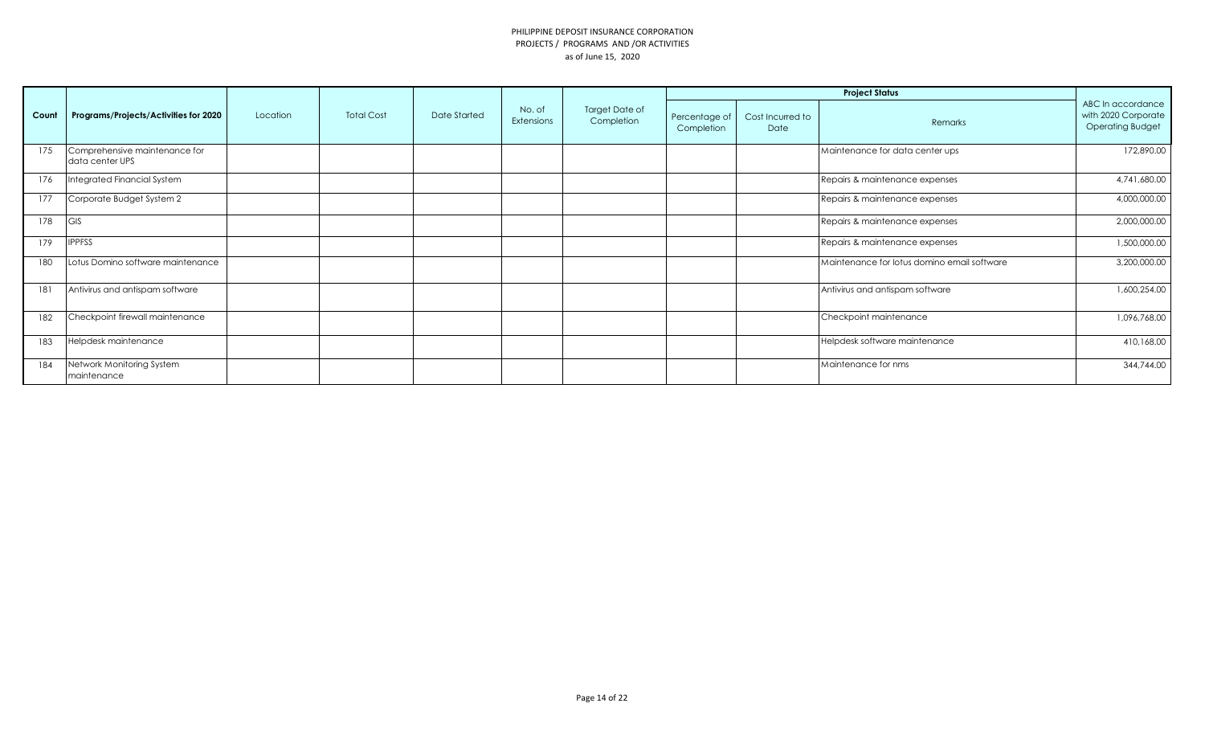PHILIPPINE DEPOSIT INSURANCE CORPORATION
PROJECTS / PROGRAMS AND /OR ACTIVITIES
as of June 15, 2020

| Count | Programs/Projects/Activities for 2020 | Location | Total Cost | Date Started | No. of Extensions | Target Date of Completion | Project Status | | | ABC In accordance with 2020 Corporate Operating Budget |
|---|---|---|---|---|---|---|---|---|---|---|
| | | | | | | | Percentage of Completion | Cost Incurred to Date | Remarks | |
| 175 | Comprehensive maintenance for data center UPS | | | | | | | | Maintenance for data center ups | 172,890.00 |
| 176 | Integrated Financial System | | | | | | | | Repairs & maintenance expenses | 4,741,680.00 |
| 177 | Corporate Budget System 2 | | | | | | | | Repairs & maintenance expenses | 4,000,000.00 |
| 178 | GIS | | | | | | | | Repairs & maintenance expenses | 2,000,000.00 |
| 179 | IPPFSS | | | | | | | | Repairs & maintenance expenses | 1,500,000.00 |
| 180 | Lotus Domino software maintenance | | | | | | | | Maintenance for lotus domino email software | 3,200,000.00 |
| 181 | Antivirus and antispam software | | | | | | | | Antivirus and antispam software | 1,600,254.00 |
| 182 | Checkpoint firewall maintenance | | | | | | | | Checkpoint maintenance | 1,096,768.00 |
| 183 | Helpdesk maintenance | | | | | | | | Helpdesk software maintenance | 410,168.00 |
| 184 | Network Monitoring System maintenance | | | | | | | | Maintenance for nms | 344,744.00 |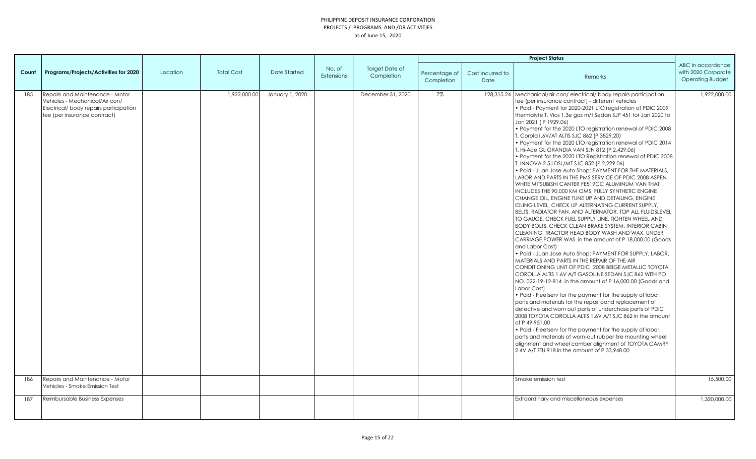PHILIPPINE DEPOSIT INSURANCE CORPORATION
PROJECTS / PROGRAMS AND /OR ACTIVITIES
as of June 15, 2020

| Count | Programs/Projects/Activities for 2020 | Location | Total Cost | Date Started | No. of Extensions | Target Date of Completion | Project Status | | | ABC In accordance with 2020 Corporate Operating Budget |
|---|---|---|---|---|---|---|---|---|---|---|
| | | | | | | | Percentage of Completion | Cost Incurred to Date | Remarks | |
| 185 | Repairs and Maintenance - Motor Vehicles - Mechanical/Air con/ Electrical/ body repairs participation fee (per insurance contract) | | 1,922,000.00 | January 1, 2020 | | December 31, 2020 | 7% | 128,315.24 | Mechanical/air con/ electrical/ body repairs participation fee (per insurance contract) - different vehicles<br>• Paid - Payment for 2020-2021 LTO registration of PDIC 2009 thermalyte T. Vios 1.3e gas m/t Sedan SJP 451 for Jan 2020 to Jan 2021 ( P 1929.06)<br>• Payment for the 2020 LTO registration renewal of PDIC 2008 T. Corola1.6V/AT ALTIS SJC 862 (P 3829.20)<br>• Payment for the 2020 LTO registration renewal of PDIC 2014 T. Hi-Ace GL GRANDIA VAN SJN 812 (P 2,429.06)<br>• Payment for the 2020 LTO Registration renewal of PDIC 2008 T. INNOVA 2.5J DSL/MT SJC 852 (P 2,229.06)<br>• Paid - Juan Jose Auto Shop: PAYMENT FOR THE MATERIALS, LABOR AND PARTS IN THE PMS SERVICE OF PDIC 2008 ASPEN WHITE MITSUBISHI CANTER FE519CC ALUMINUM VAN THAT INCLUDES THE 90,000 KM OMS, FULLY SYNTHETIC ENGINE CHANGE OIL, ENGINE TUNE UP AND DETAILING, ENGINE IDLING LEVEL, CHECK UP ALTERNATING CURRENT SUPPLY, BELTS, RADIATOR FAN, AND ALTERNATOR, TOP ALL FLUIDSLEVEL TO GAUGE, CHECK FUEL SUPPLY LINE, TIGHTEN WHEEL AND BODY BOLTS, CHECK CLEAN BRAKE SYSTEM, INTERIOR CABIN CLEANING, TRACTOR HEAD BODY WASH AND WAX, UNDER CARRIAGE POWER WAS in the amount of P 18,000.00 (Goods and Labor Cost)<br>• Paid - Juan Jose Auto Shop: PAYMENT FOR SUPPLY, LABOR, MATERIALS AND PARTS IN THE REPAIR OF THE AIR CONDITIONING UNIT OF PDIC 2008 BEIGE METALLIC TOYOTA COROLLA ALTIS 1.6V A/T GASOLINE SEDAN SJC 862 WITH PO NO. 022-19-12-814 in the amount of P 16,000.00 (Goods and Labor Cost)<br>• Paid - Fleetserv for the payment for the supply of labor, parts and materials for the repair oand replacement of defective and worn out parts of underchasis parts of PDIC 2008 TOYOTA COROLLA ALTIS 1.6V A/T SJC 862 in the amount of P 49,951.00<br>• Paid - Fleetserv for the payment for the supply of labor, parts and materials of worn-out rubber tire mounting wheel alignment and wheel camber alignment of TOYOTA CAMRY 2.4V A/T ZTU 918 in the amount of P 33,948.00 | 1,922,000.00 |
| 186 | Repairs and Maintenance - Motor Vehicles - Smoke Emission Test | | | | | | | | Smoke emission test | 15,500.00 |
| 187 | Reimbursable Business Expenses | | | | | | | | Extraordinary and miscellaneous expenses | 1,320,000.00 |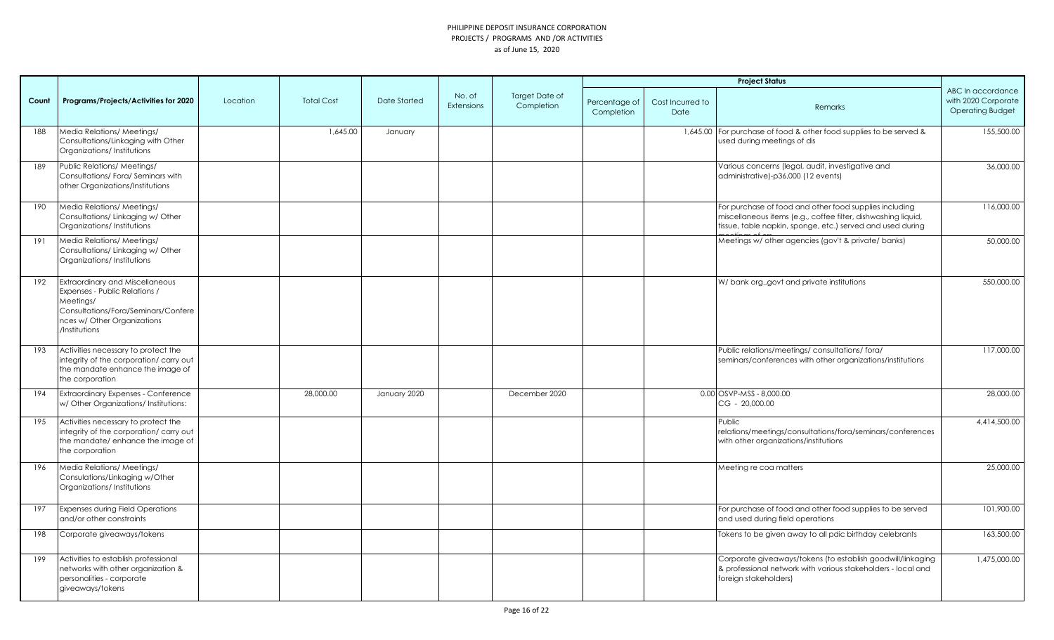PHILIPPINE DEPOSIT INSURANCE CORPORATION
PROJECTS / PROGRAMS AND /OR ACTIVITIES
as of June 15, 2020

| Count | Programs/Projects/Activities for 2020 | Location | Total Cost | Date Started | No. of Extensions | Target Date of Completion | Project Status | | | ABC In accordance with 2020 Corporate Operating Budget |
|---|---|---|---|---|---|---|---|---|---|---|
| | | | | | | | Percentage of Completion | Cost Incurred to Date | Remarks | |
| 188 | Media Relations/ Meetings/ Consultations/Linkaging with Other Organizations/ Institutions | | 1,645.00 | January | | | | 1,645.00 | For purchase of food & other food supplies to be served & used during meetings of dis | 155,500.00 |
| 189 | Public Relations/ Meetings/ Consultations/ Fora/ Seminars with other Organizations/Institutions | | | | | | | | Various concerns (legal, audit, investigative and administrative)-p36,000 (12 events) | 36,000.00 |
| 190 | Media Relations/ Meetings/ Consultations/ Linkaging w/ Other Organizations/ Institutions | | | | | | | | For purchase of food and other food supplies including miscellaneous items (e.g., coffee filter, dishwashing liquid, tissue, table napkin, sponge, etc.) served and used during meetings of prs | 116,000.00 |
| 191 | Media Relations/ Meetings/ Consultations/ Linkaging w/ Other Organizations/ Institutions | | | | | | | | Meetings w/ other agencies (gov't & private/ banks) | 50,000.00 |
| 192 | Extraordinary and Miscellaneous Expenses - Public Relations / Meetings/ Consultations/Fora/Seminars/Conferences w/ Other Organizations /Institutions | | | | | | | | W/ bank org.,govt and private institutions | 550,000.00 |
| 193 | Activities necessary to protect the integrity of the corporation/ carry out the mandate enhance the image of the corporation | | | | | | | | Public relations/meetings/ consultations/ fora/ seminars/conferences with other organizations/institutions | 117,000.00 |
| 194 | Extraordinary Expenses - Conference w/ Other Organizations/ Institutions: | | 28,000.00 | January 2020 | | December 2020 | | 0.00 | OSVP-MSS - 8,000.00<br>CG - 20,000.00 | 28,000.00 |
| 195 | Activities necessary to protect the integrity of the corporation/ carry out the mandate/ enhance the image of the corporation | | | | | | | | Public relations/meetings/consultations/fora/seminars/conferences with other organizations/institutions | 4,414,500.00 |
| 196 | Media Relations/ Meetings/ Consulations/Linkaging w/Other Organizations/ Institutions | | | | | | | | Meeting re coa matters | 25,000.00 |
| 197 | Expenses during Field Operations and/or other constraints | | | | | | | | For purchase of food and other food supplies to be served and used during field operations | 101,900.00 |
| 198 | Corporate giveaways/tokens | | | | | | | | Tokens to be given away to all pdic birthday celebrants | 163,500.00 |
| 199 | Activities to establish professional networks with other organization & personalities - corporate giveaways/tokens | | | | | | | | Corporate giveaways/tokens (to establish goodwill/linkaging & professional network with various stakeholders - local and foreign stakeholders) | 1,475,000.00 |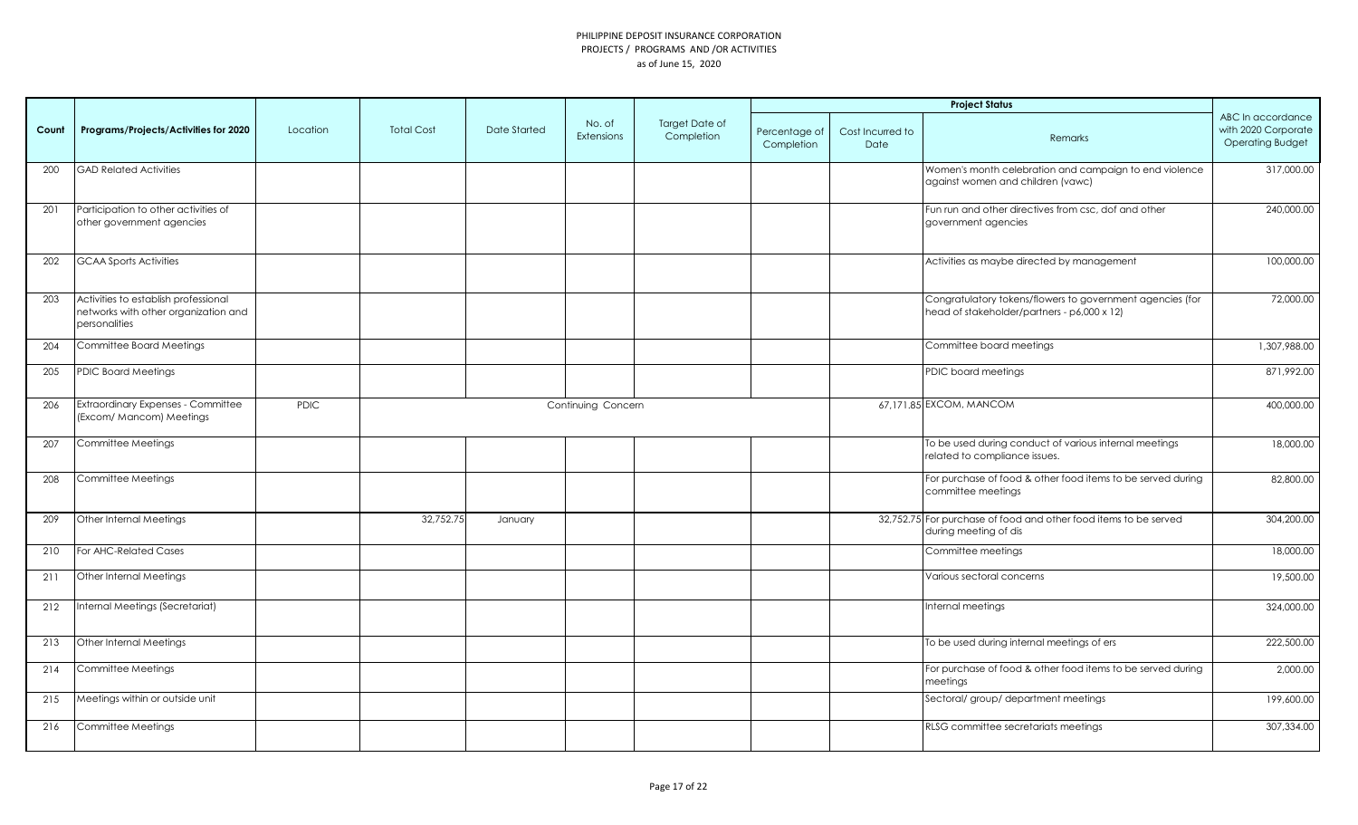PHILIPPINE DEPOSIT INSURANCE CORPORATION
PROJECTS / PROGRAMS AND /OR ACTIVITIES
as of June 15, 2020

| Count | Programs/Projects/Activities for 2020 | Location | Total Cost | Date Started | No. of Extensions | Target Date of Completion | Project Status | | | ABC In accordance with 2020 Corporate Operating Budget |
|---|---|---|---|---|---|---|---|---|---|---|
| | | | | | | | Percentage of Completion | Cost Incurred to Date | Remarks | |
| 200 | GAD Related Activities | | | | | | | | Women's month celebration and campaign to end violence against women and children (vawc) | 317,000.00 |
| 201 | Participation to other activities of other government agencies | | | | | | | | Fun run and other directives from csc, dof and other government agencies | 240,000.00 |
| 202 | GCAA Sports Activities | | | | | | | | Activities as maybe directed by management | 100,000.00 |
| 203 | Activities to establish professional networks with other organization and personalities | | | | | | | | Congratulatory tokens/flowers to government agencies (for head of stakeholder/partners - p6,000 x 12) | 72,000.00 |
| 204 | Committee Board Meetings | | | | | | | | Committee board meetings | 1,307,988.00 |
| 205 | PDIC Board Meetings | | | | | | | | PDIC board meetings | 871,992.00 |
| 206 | Extraordinary Expenses - Committee (Excom/ Mancom) Meetings | PDIC | Continuing Concern | | | | | 67,171.85 | EXCOM, MANCOM | 400,000.00 |
| 207 | Committee Meetings | | | | | | | | To be used during conduct of various internal meetings related to compliance issues. | 18,000.00 |
| 208 | Committee Meetings | | | | | | | | For purchase of food & other food items to be served during committee meetings | 82,800.00 |
| 209 | Other Internal Meetings | | 32,752.75 | January | | | | 32,752.75 | For purchase of food and other food items to be served during meeting of dis | 304,200.00 |
| 210 | For AHC-Related Cases | | | | | | | | Committee meetings | 18,000.00 |
| 211 | Other Internal Meetings | | | | | | | | Various sectoral concerns | 19,500.00 |
| 212 | Internal Meetings (Secretariat) | | | | | | | | Internal meetings | 324,000.00 |
| 213 | Other Internal Meetings | | | | | | | | To be used during internal meetings of ers | 222,500.00 |
| 214 | Committee Meetings | | | | | | | | For purchase of food & other food items to be served during meetings | 2,000.00 |
| 215 | Meetings within or outside unit | | | | | | | | Sectoral/ group/ department meetings | 199,600.00 |
| 216 | Committee Meetings | | | | | | | | RLSG committee secretariats meetings | 307,334.00 |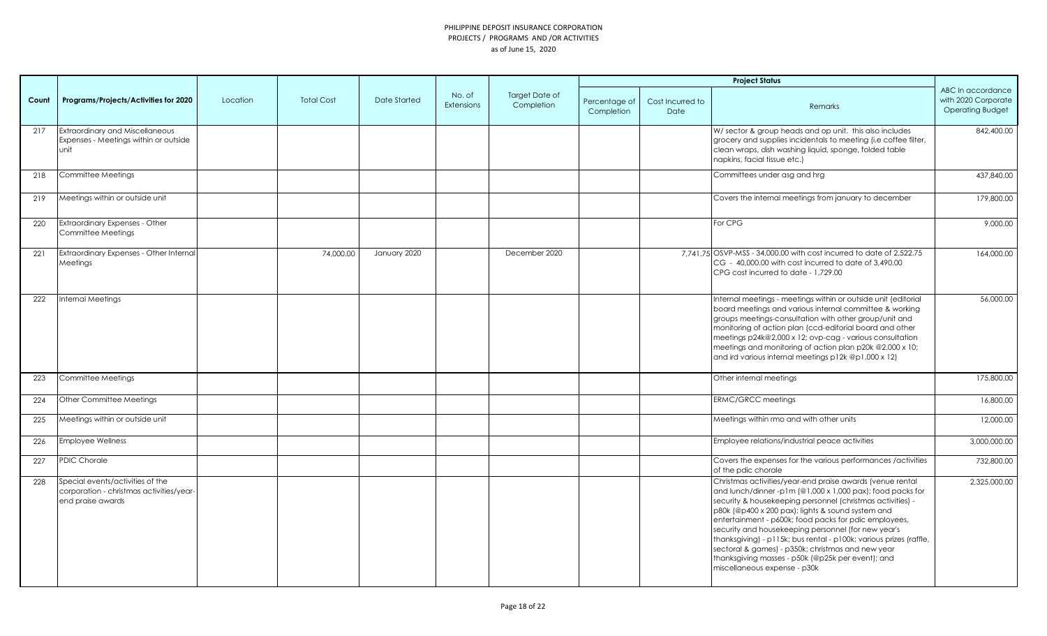PHILIPPINE DEPOSIT INSURANCE CORPORATION
PROJECTS / PROGRAMS AND /OR ACTIVITIES
as of June 15, 2020

| Count | Programs/Projects/Activities for 2020 | Location | Total Cost | Date Started | No. of Extensions | Target Date of Completion | Project Status | | | ABC In accordance with 2020 Corporate Operating Budget |
|---|---|---|---|---|---|---|---|---|---|---|
| | | | | | | | Percentage of Completion | Cost Incurred to Date | Remarks | |
| 217 | Extraordinary and Miscellaneous Expenses - Meetings within or outside unit | | | | | | | | W/ sector & group heads and op unit. this also includes grocery and supplies incidentals to meeting (i.e coffee filter, clean wraps, dish washing liquid, sponge, folded table napkins, facial tissue etc.) | 842,400.00 |
| 218 | Committee Meetings | | | | | | | | Committees under asg and hrg | 437,840.00 |
| 219 | Meetings within or outside unit | | | | | | | | Covers the internal meetings from january to december | 179,800.00 |
| 220 | Extraordinary Expenses - Other Committee Meetings | | | | | | | | For CPG | 9,000.00 |
| 221 | Extraordinary Expenses - Other Internal Meetings | | 74,000.00 | January 2020 | | December 2020 | | 7,741.75 | OSVP-MSS - 34,000.00 with cost incurred to date of 2,522.75 CG - 40,000.00 with cost incurred to date of 3,490.00 CPG cost incurred to date - 1,729.00 | 164,000.00 |
| 222 | Internal Meetings | | | | | | | | Internal meetings - meetings within or outside unit (editorial board meetings and various internal committee & working groups meetings-consultation with other group/unit and monitoring of action plan (ccd-editorial board and other meetings p24k@2,000 x 12; ovp-cag - various consultation meetings and monitoring of action plan p20k @2,000 x 10; and ird various internal meetings p12k @p1,000 x 12) | 56,000.00 |
| 223 | Committee Meetings | | | | | | | | Other internal meetings | 175,800.00 |
| 224 | Other Committee Meetings | | | | | | | | ERMC/GRCC meetings | 16,800.00 |
| 225 | Meetings within or outside unit | | | | | | | | Meetings within rmo and with other units | 12,000.00 |
| 226 | Employee Wellness | | | | | | | | Employee relations/industrial peace activities | 3,000,000.00 |
| 227 | PDIC Chorale | | | | | | | | Covers the expenses for the various performances /activities of the pdic chorale | 732,800.00 |
| 228 | Special events/activities of the corporation - christmas activities/year-end praise awards | | | | | | | | Christmas activities/year-end praise awards (venue rental and lunch/dinner -p1m (@1,000 x 1,000 pax); food packs for security & housekeeping personnel (christmas activities) - p80k (@p400 x 200 pax); lights & sound system and entertainment - p600k; food packs for pdic employees, security and housekeeping personnel (for new year's thanksgiving) - p115k; bus rental - p100k; various prizes (raffle, sectoral & games) - p350k; christmas and new year thanksgiving masses - p50k (@p25k per event); and miscellaneous expense - p30k | 2,325,000.00 |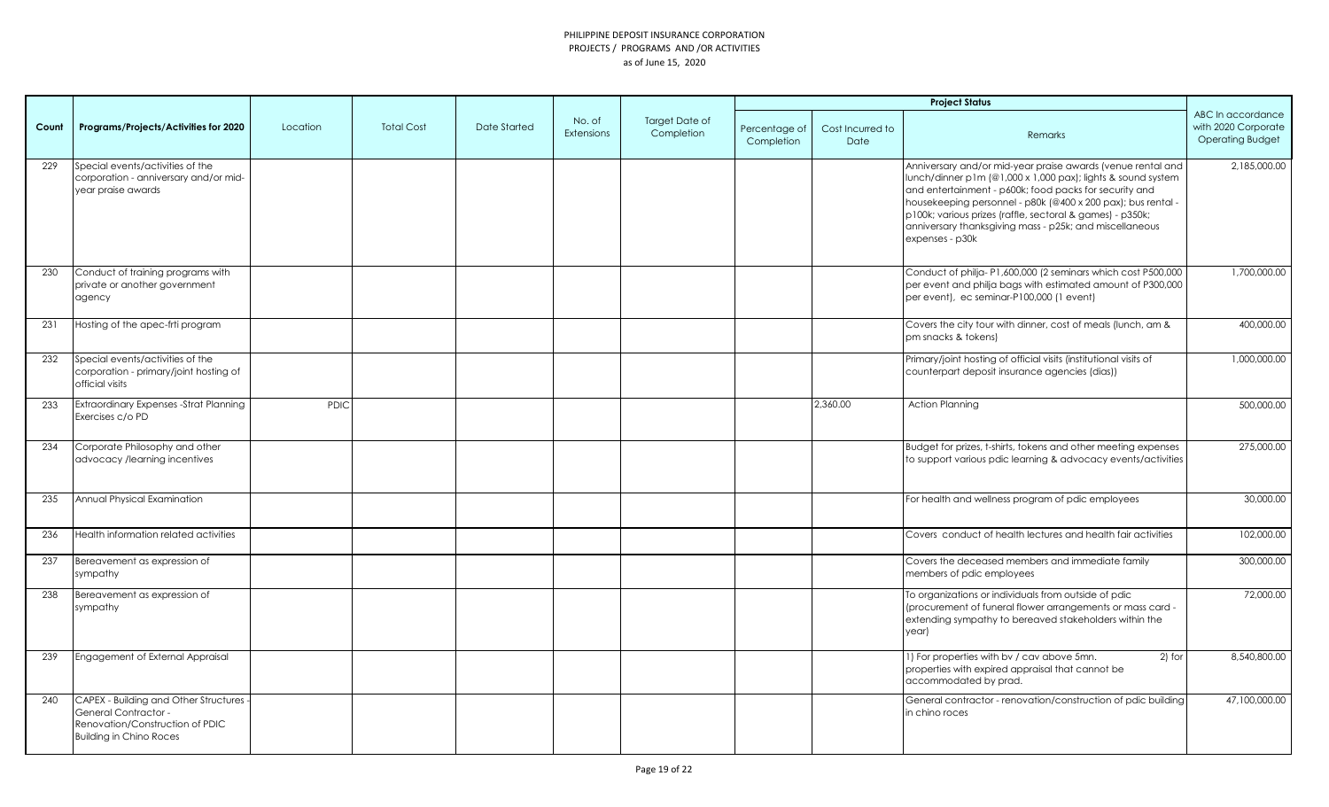PHILIPPINE DEPOSIT INSURANCE CORPORATION
PROJECTS / PROGRAMS AND /OR ACTIVITIES
as of June 15, 2020

| Count | Programs/Projects/Activities for 2020 | Location | Total Cost | Date Started | No. of Extensions | Target Date of Completion | Project Status | | | ABC In accordance with 2020 Corporate Operating Budget |
|---|---|---|---|---|---|---|---|---|---|---|
| | | | | | | | Percentage of Completion | Cost Incurred to Date | Remarks | |
| 229 | Special events/activities of the corporation - anniversary and/or mid-year praise awards | | | | | | | | Anniversary and/or mid-year praise awards (venue rental and lunch/dinner p1m (@1,000 x 1,000 pax); lights & sound system and entertainment - p600k; food packs for security and housekeeping personnel - p80k (@400 x 200 pax); bus rental - p100k; various prizes (raffle, sectoral & games) - p350k; anniversary thanksgiving mass - p25k; and miscellaneous expenses - p30k | 2,185,000.00 |
| 230 | Conduct of training programs with private or another government agency | | | | | | | | Conduct of philja- P1,600,000 (2 seminars which cost P500,000 per event and philja bags with estimated amount of P300,000 per event), ec seminar-P100,000 (1 event) | 1,700,000.00 |
| 231 | Hosting of the apec-frti program | | | | | | | | Covers the city tour with dinner, cost of meals (lunch, am & pm snacks & tokens) | 400,000.00 |
| 232 | Special events/activities of the corporation - primary/joint hosting of official visits | | | | | | | | Primary/joint hosting of official visits (institutional visits of counterpart deposit insurance agencies (dias)) | 1,000,000.00 |
| 233 | Extraordinary Expenses -Strat Planning Exercises c/o PD | PDIC | | | | | | 2,360.00 | Action Planning | 500,000.00 |
| 234 | Corporate Philosophy and other advocacy /learning incentives | | | | | | | | Budget for prizes, t-shirts, tokens and other meeting expenses to support various pdic learning & advocacy events/activities | 275,000.00 |
| 235 | Annual Physical Examination | | | | | | | | For health and wellness program of pdic employees | 30,000.00 |
| 236 | Health information related activities | | | | | | | | Covers conduct of health lectures and health fair activities | 102,000.00 |
| 237 | Bereavement as expression of sympathy | | | | | | | | Covers the deceased members and immediate family members of pdic employees | 300,000.00 |
| 238 | Bereavement as expression of sympathy | | | | | | | | To organizations or individuals from outside of pdic (procurement of funeral flower arrangements or mass card - extending sympathy to bereaved stakeholders within the year) | 72,000.00 |
| 239 | Engagement of External Appraisal | | | | | | | | 1) For properties with bv / cav above 5mn. 2) for properties with expired appraisal that cannot be accommodated by prad. | 8,540,800.00 |
| 240 | CAPEX - Building and Other Structures - General Contractor - Renovation/Construction of PDIC Building in Chino Roces | | | | | | | | General contractor - renovation/construction of pdic building in chino roces | 47,100,000.00 |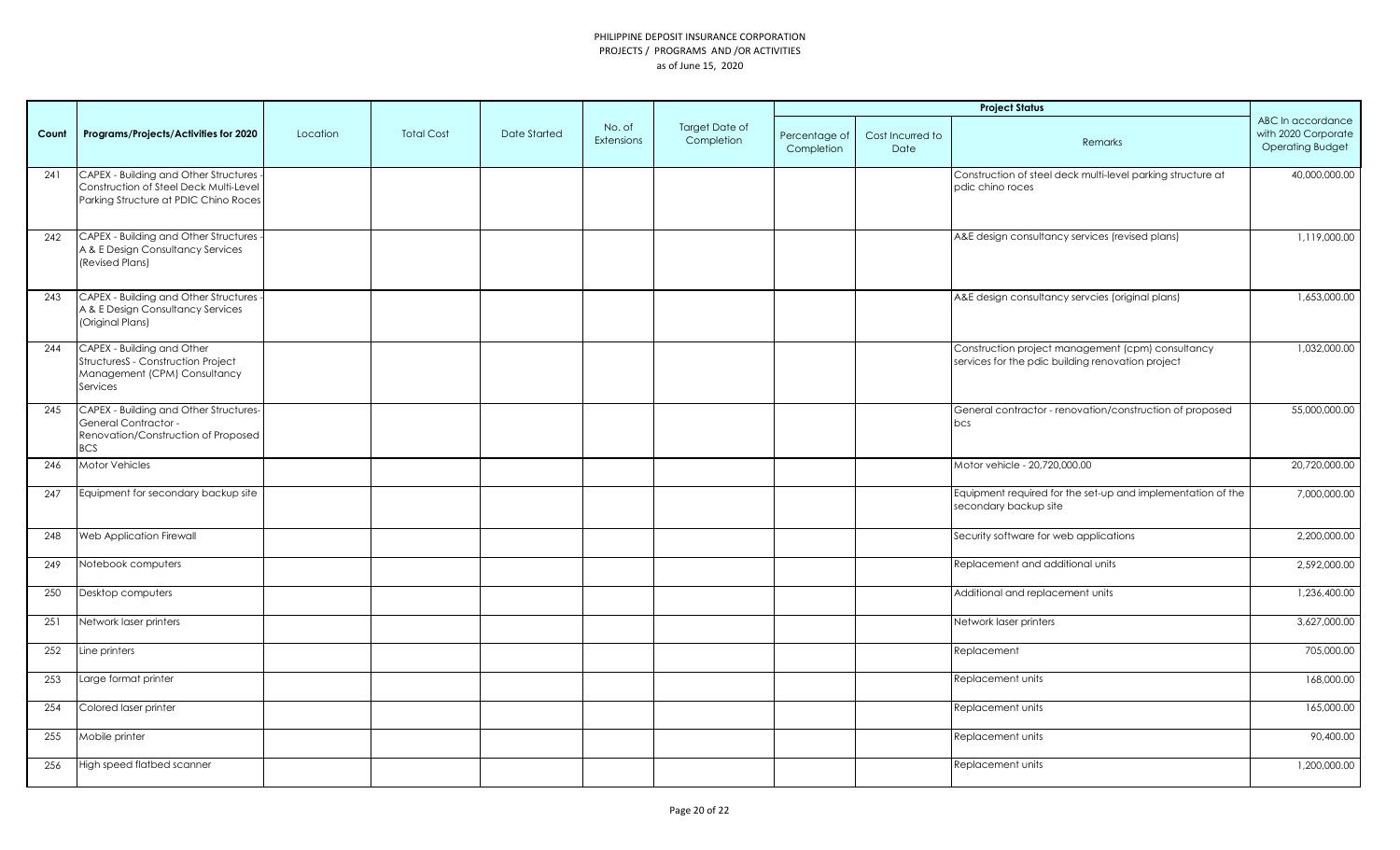PHILIPPINE DEPOSIT INSURANCE CORPORATION
PROJECTS / PROGRAMS AND /OR ACTIVITIES
as of June 15, 2020

| Count | Programs/Projects/Activities for 2020 | Location | Total Cost | Date Started | No. of Extensions | Target Date of Completion | Project Status | | | ABC In accordance with 2020 Corporate Operating Budget |
|---|---|---|---|---|---|---|---|---|---|---|
| | | | | | | | Percentage of Completion | Cost Incurred to Date | Remarks | |
| 241 | CAPEX - Building and Other Structures - Construction of Steel Deck Multi-Level Parking Structure at PDIC Chino Roces | | | | | | | | Construction of steel deck multi-level parking structure at pdic chino roces | 40,000,000.00 |
| 242 | CAPEX - Building and Other Structures - A & E Design Consultancy Services (Revised Plans) | | | | | | | | A&E design consultancy services (revised plans) | 1,119,000.00 |
| 243 | CAPEX - Building and Other Structures - A & E Design Consultancy Services (Original Plans) | | | | | | | | A&E design consultancy servcies (original plans) | 1,653,000.00 |
| 244 | CAPEX - Building and Other StructuresS - Construction Project Management (CPM) Consultancy Services | | | | | | | | Construction project management (cpm) consultancy services for the pdic building renovation project | 1,032,000.00 |
| 245 | CAPEX - Building and Other Structures-General Contractor - Renovation/Construction of Proposed BCS | | | | | | | | General contractor - renovation/construction of proposed bcs | 55,000,000.00 |
| 246 | Motor Vehicles | | | | | | | | Motor vehicle - 20,720,000.00 | 20,720,000.00 |
| 247 | Equipment for secondary backup site | | | | | | | | Equipment required for the set-up and implementation of the secondary backup site | 7,000,000.00 |
| 248 | Web Application Firewall | | | | | | | | Security software for web applications | 2,200,000.00 |
| 249 | Notebook computers | | | | | | | | Replacement and additional units | 2,592,000.00 |
| 250 | Desktop computers | | | | | | | | Additional and replacement units | 1,236,400.00 |
| 251 | Network laser printers | | | | | | | | Network laser printers | 3,627,000.00 |
| 252 | Line printers | | | | | | | | Replacement | 705,000.00 |
| 253 | Large format printer | | | | | | | | Replacement units | 168,000.00 |
| 254 | Colored laser printer | | | | | | | | Replacement units | 165,000.00 |
| 255 | Mobile printer | | | | | | | | Replacement units | 90,400.00 |
| 256 | High speed flatbed scanner | | | | | | | | Replacement units | 1,200,000.00 |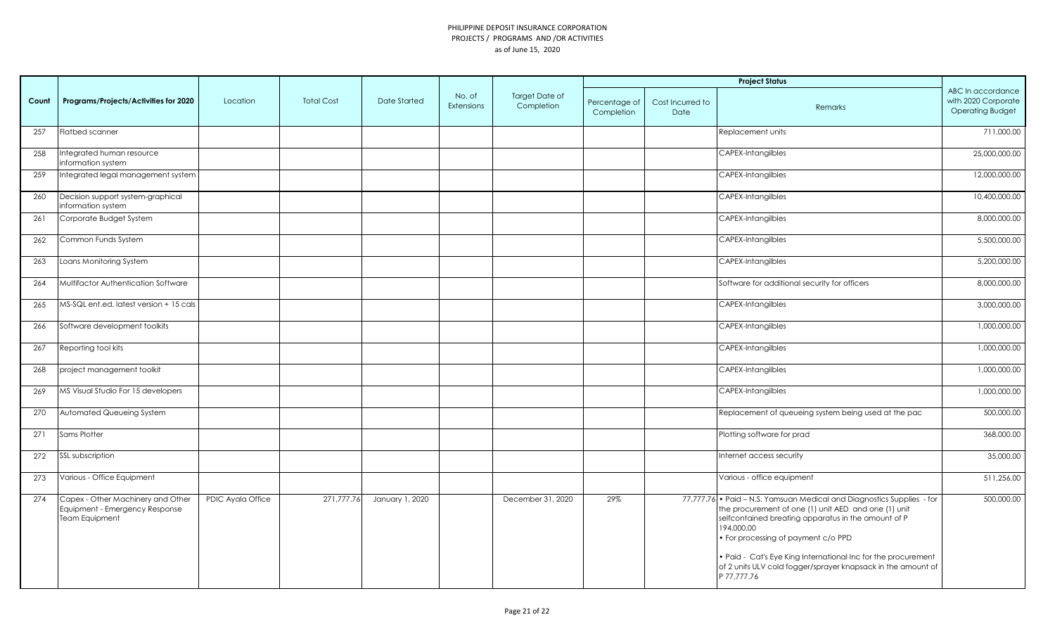PHILIPPINE DEPOSIT INSURANCE CORPORATION
PROJECTS / PROGRAMS AND /OR ACTIVITIES
as of June 15, 2020

| Count | Programs/Projects/Activities for 2020 | Location | Total Cost | Date Started | No. of Extensions | Target Date of Completion | Project Status | | | ABC In accordance with 2020 Corporate Operating Budget |
|---|---|---|---|---|---|---|---|---|---|---|
| | | | | | | | Percentage of Completion | Cost Incurred to Date | Remarks | |
| 257 | Flatbed scanner | | | | | | | | Replacement units | 711,000.00 |
| 258 | Integrated human resource information system | | | | | | | | CAPEX-Intangilbles | 25,000,000.00 |
| 259 | Integrated legal management system | | | | | | | | CAPEX-Intangilbles | 12,000,000.00 |
| 260 | Decision support system-graphical information system | | | | | | | | CAPEX-Intangilbles | 10,400,000.00 |
| 261 | Corporate Budget System | | | | | | | | CAPEX-Intangilbles | 8,000,000.00 |
| 262 | Common Funds System | | | | | | | | CAPEX-Intangilbles | 5,500,000.00 |
| 263 | Loans Monitoring System | | | | | | | | CAPEX-Intangilbles | 5,200,000.00 |
| 264 | Multifactor Authentication Software | | | | | | | | Software for additional security for officers | 8,000,000.00 |
| 265 | MS-SQL ent.ed. latest version + 15 cals | | | | | | | | CAPEX-Intangilbles | 3,000,000.00 |
| 266 | Software development toolkits | | | | | | | | CAPEX-Intangilbles | 1,000,000.00 |
| 267 | Reporting tool kits | | | | | | | | CAPEX-Intangilbles | 1,000,000.00 |
| 268 | project management toolkit | | | | | | | | CAPEX-Intangilbles | 1,000,000.00 |
| 269 | MS Visual Studio For 15 developers | | | | | | | | CAPEX-Intangilbles | 1,000,000.00 |
| 270 | Automated Queueing System | | | | | | | | Replacement of queueing system being used at the pac | 500,000.00 |
| 271 | Sams Plotter | | | | | | | | Plotting software for prad | 368,000.00 |
| 272 | SSL subscription | | | | | | | | Internet access security | 35,000.00 |
| 273 | Various - Office Equipment | | | | | | | | Various - office equipment | 511,256.00 |
| 274 | Capex - Other Machinery and Other Equipment - Emergency Response Team Equipment | PDIC Ayala Office | 271,777.76 | January 1, 2020 | | December 31, 2020 | 29% | 77,777.76 | • Paid – N.S. Yamsuan Medical and Diagnostics Supplies - for the procurement of one (1) unit AED and one (1) unit selfcontained breating apparatus in the amount of P 194,000.00<br>• For processing of payment c/o PPD<br><br>• Paid - Cat's Eye King International Inc for the procurement of 2 units ULV cold fogger/sprayer knapsack in the amount of P 77,777.76 | 500,000.00 |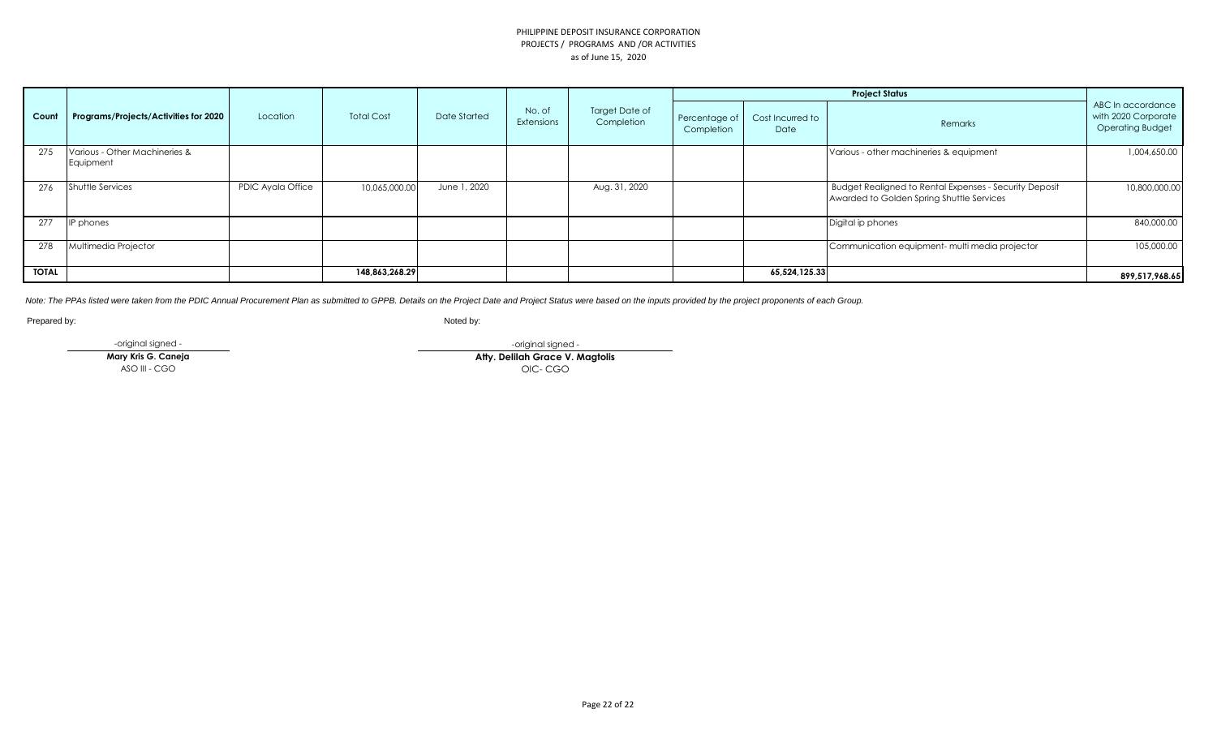PHILIPPINE DEPOSIT INSURANCE CORPORATION
PROJECTS / PROGRAMS AND /OR ACTIVITIES
as of June 15, 2020

| Count | Programs/Projects/Activities for 2020 | Location | Total Cost | Date Started | No. of Extensions | Target Date of Completion | Project Status | | | ABC In accordance with 2020 Corporate Operating Budget |
|---|---|---|---|---|---|---|---|---|---|---|
| | | | | | | | Percentage of Completion | Cost Incurred to Date | Remarks | |
| 275 | Various - Other Machineries & Equipment | | | | | | | | Various - other machineries & equipment | 1,004,650.00 |
| 276 | Shuttle Services | PDIC Ayala Office | 10,065,000.00 | June 1, 2020 | | Aug. 31, 2020 | | | Budget Realigned to Rental Expenses - Security Deposit Awarded to Golden Spring Shuttle Services | 10,800,000.00 |
| 277 | IP phones | | | | | | | | Digital ip phones | 840,000.00 |
| 278 | Multimedia Projector | | | | | | | | Communication equipment- multi media projector | 105,000.00 |
| **TOTAL** | | | **148,863,268.29** | | | | | **65,524,125.33** | | **899,517,968.65** |

*Note: The PPAs listed were taken from the PDIC Annual Procurement Plan as submitted to GPPB. Details on the Project Date and Project Status were based on the inputs provided by the project proponents of each Group.*

Prepared by:

-original signed -
**Mary Kris G. Caneja**
ASO III - CGO

Noted by:

-original signed -
**Atty. Delilah Grace V. Magtolis**
OIC- CGO